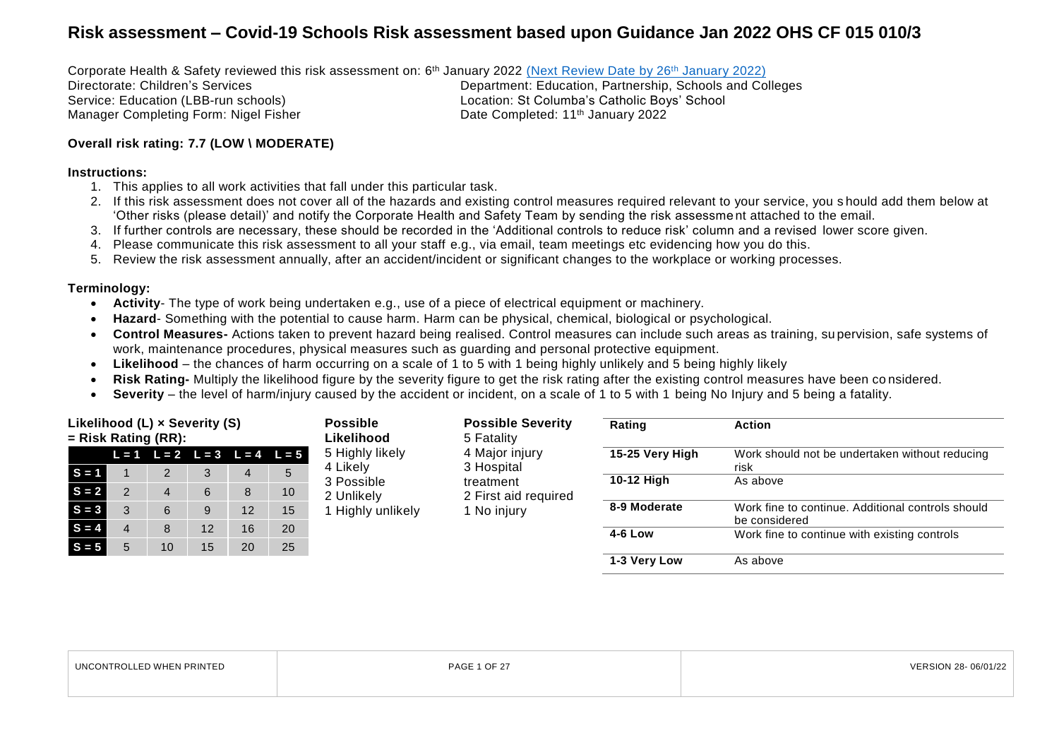# Risk assessment – Covid-19 Schools Risk assessment based upon Guidance Jan 2022 OHS CF 015 010/3

Corporate Health & Safety reviewed this risk assessment on: 6th January 2022 (Next Review Date by 26th January 2022)

Directorate: Children's Services
Department: Education, Partnership, Schools and Colleges
Service: Education (LBB-run schools)
Location: St Columba's Catholic Boys' School
Manager Completing Form: Nigel Fisher
Date Completed: 11th January 2022

**Overall risk rating: 7.7 (LOW \ MODERATE)**

**Instructions:**

1. This applies to all work activities that fall under this particular task.
2. If this risk assessment does not cover all of the hazards and existing control measures required relevant to your service, you should add them below at 'Other risks (please detail)' and notify the Corporate Health and Safety Team by sending the risk assessment attached to the email.
3. If further controls are necessary, these should be recorded in the 'Additional controls to reduce risk' column and a revised lower score given.
4. Please communicate this risk assessment to all your staff e.g., via email, team meetings etc evidencing how you do this.
5. Review the risk assessment annually, after an accident/incident or significant changes to the workplace or working processes.

**Terminology:**

- **Activity**- The type of work being undertaken e.g., use of a piece of electrical equipment or machinery.
- **Hazard**- Something with the potential to cause harm. Harm can be physical, chemical, biological or psychological.
- **Control Measures-** Actions taken to prevent hazard being realised. Control measures can include such areas as training, supervision, safe systems of work, maintenance procedures, physical measures such as guarding and personal protective equipment.
- **Likelihood** – the chances of harm occurring on a scale of 1 to 5 with 1 being highly unlikely and 5 being highly likely
- **Risk Rating-** Multiply the likelihood figure by the severity figure to get the risk rating after the existing control measures have been considered.
- **Severity** – the level of harm/injury caused by the accident or incident, on a scale of 1 to 5 with 1 being No Injury and 5 being a fatality.

**Likelihood (L) × Severity (S) = Risk Rating (RR):**

| | L = 1 | L = 2 | L = 3 | L = 4 | L = 5 |
|---|---|---|---|---|---|
| S = 1 | 1 | 2 | 3 | 4 | 5 |
| S = 2 | 2 | 4 | 6 | 8 | 10 |
| S = 3 | 3 | 6 | 9 | 12 | 15 |
| S = 4 | 4 | 8 | 12 | 16 | 20 |
| S = 5 | 5 | 10 | 15 | 20 | 25 |

**Possible Likelihood**
5 Highly likely
4 Likely
3 Possible
2 Unlikely
1 Highly unlikely

**Possible Severity**
5 Fatality
4 Major injury
3 Hospital treatment
2 First aid required
1 No injury

| Rating | Action |
|---|---|
| 15-25 Very High | Work should not be undertaken without reducing risk |
| 10-12 High | As above |
| 8-9 Moderate | Work fine to continue. Additional controls should be considered |
| 4-6 Low | Work fine to continue with existing controls |
| 1-3 Very Low | As above |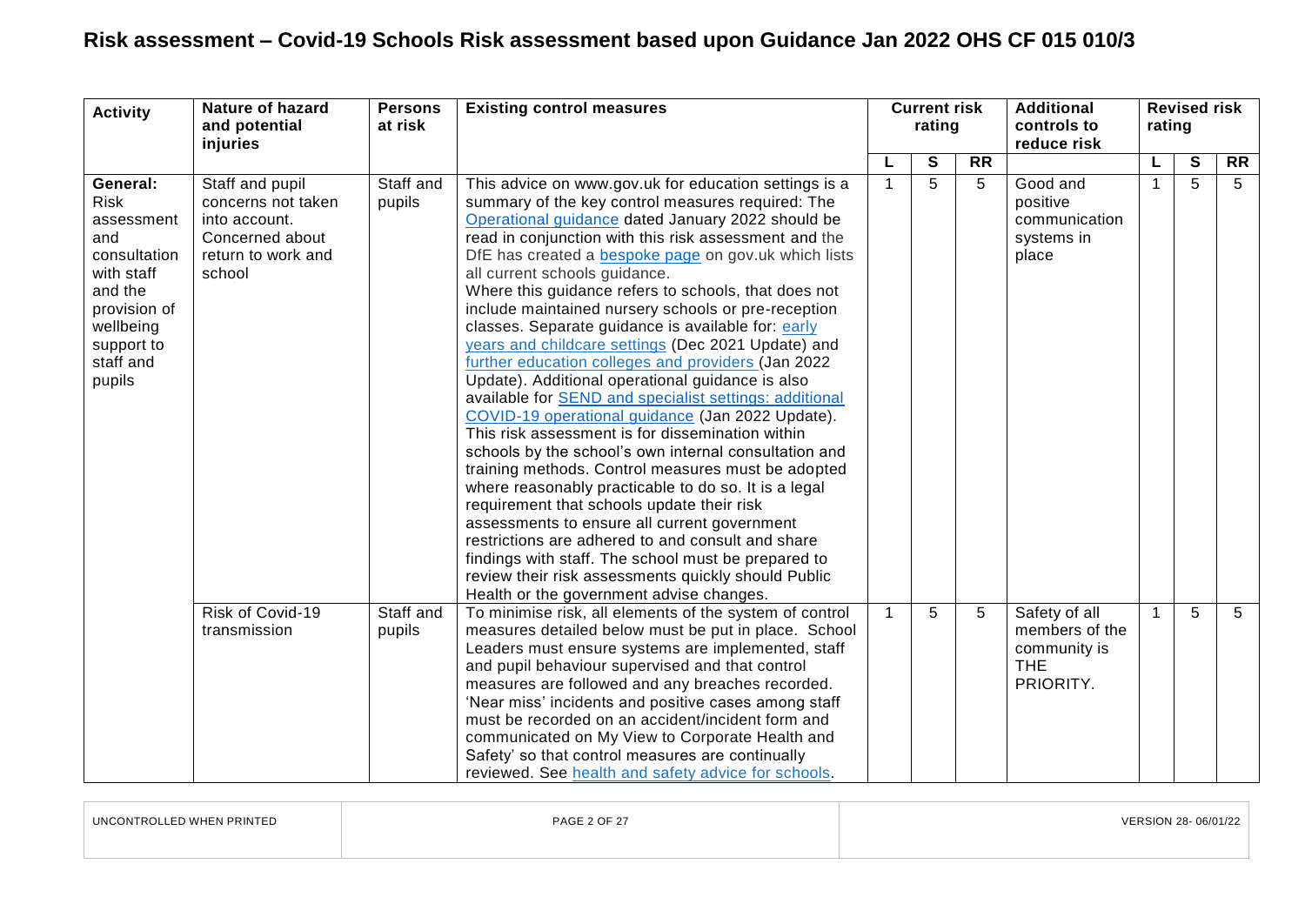# Risk assessment – Covid-19 Schools Risk assessment based upon Guidance Jan 2022 OHS CF 015 010/3

| Activity | Nature of hazard and potential injuries | Persons at risk | Existing control measures | Current risk rating | | | Additional controls to reduce risk | Revised risk rating | | |
|---|---|---|---|---|---|---|---|---|---|---|
| | | | | L | S | RR | | L | S | RR |
| **General:** Risk assessment and consultation with staff and the provision of wellbeing support to staff and pupils | Staff and pupil concerns not taken into account. Concerned about return to work and school | Staff and pupils | This advice on www.gov.uk for education settings is a summary of the key control measures required: The Operational guidance dated January 2022 should be read in conjunction with this risk assessment and the DfE has created a bespoke page on gov.uk which lists all current schools guidance. Where this guidance refers to schools, that does not include maintained nursery schools or pre-reception classes. Separate guidance is available for: early years and childcare settings (Dec 2021 Update) and further education colleges and providers (Jan 2022 Update). Additional operational guidance is also available for SEND and specialist settings: additional COVID-19 operational guidance (Jan 2022 Update). This risk assessment is for dissemination within schools by the school's own internal consultation and training methods. Control measures must be adopted where reasonably practicable to do so. It is a legal requirement that schools update their risk assessments to ensure all current government restrictions are adhered to and consult and share findings with staff. The school must be prepared to review their risk assessments quickly should Public Health or the government advise changes. | 1 | 5 | 5 | Good and positive communication systems in place | 1 | 5 | 5 |
| | Risk of Covid-19 transmission | Staff and pupils | To minimise risk, all elements of the system of control measures detailed below must be put in place. School Leaders must ensure systems are implemented, staff and pupil behaviour supervised and that control measures are followed and any breaches recorded. 'Near miss' incidents and positive cases among staff must be recorded on an accident/incident form and communicated on My View to Corporate Health and Safety' so that control measures are continually reviewed. See health and safety advice for schools. | 1 | 5 | 5 | Safety of all members of the community is THE PRIORITY. | 1 | 5 | 5 |

UNCONTROLLED WHEN PRINTED

VERSION 28- 06/01/22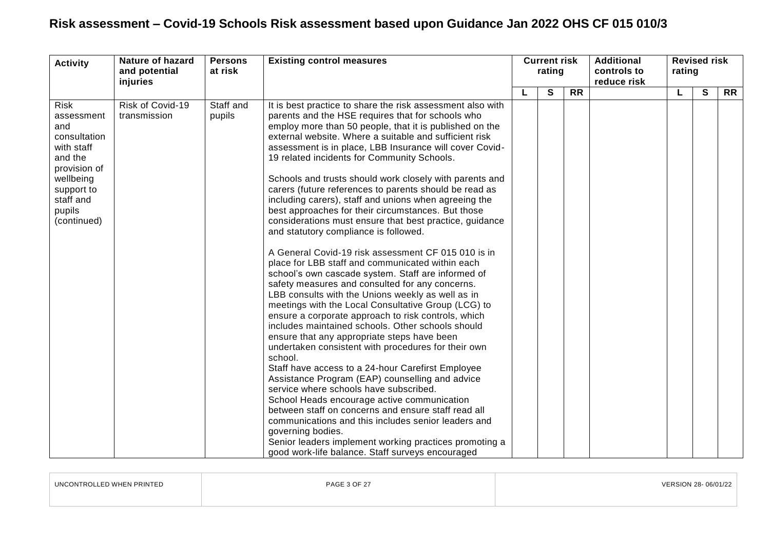# Risk assessment – Covid-19 Schools Risk assessment based upon Guidance Jan 2022 OHS CF 015 010/3

| Activity | Nature of hazard and potential injuries | Persons at risk | Existing control measures | Current risk rating | | | Additional controls to reduce risk | Revised risk rating | | |
|---|---|---|---|---|---|---|---|---|---|---|
| | | | | L | S | RR | | L | S | RR |
| Risk assessment and consultation with staff and the provision of wellbeing support to staff and pupils (continued) | Risk of Covid-19 transmission | Staff and pupils | It is best practice to share the risk assessment also with parents and the HSE requires that for schools who employ more than 50 people, that it is published on the external website. Where a suitable and sufficient risk assessment is in place, LBB Insurance will cover Covid-19 related incidents for Community Schools.<br><br>Schools and trusts should work closely with parents and carers (future references to parents should be read as including carers), staff and unions when agreeing the best approaches for their circumstances. But those considerations must ensure that best practice, guidance and statutory compliance is followed.<br><br>A General Covid-19 risk assessment CF 015 010 is in place for LBB staff and communicated within each school's own cascade system. Staff are informed of safety measures and consulted for any concerns.<br>LBB consults with the Unions weekly as well as in meetings with the Local Consultative Group (LCG) to ensure a corporate approach to risk controls, which includes maintained schools. Other schools should ensure that any appropriate steps have been undertaken consistent with procedures for their own school.<br>Staff have access to a 24-hour Carefirst Employee Assistance Program (EAP) counselling and advice service where schools have subscribed.<br>School Heads encourage active communication between staff on concerns and ensure staff read all communications and this includes senior leaders and governing bodies.<br>Senior leaders implement working practices promoting a good work-life balance. Staff surveys encouraged | | | | | | | |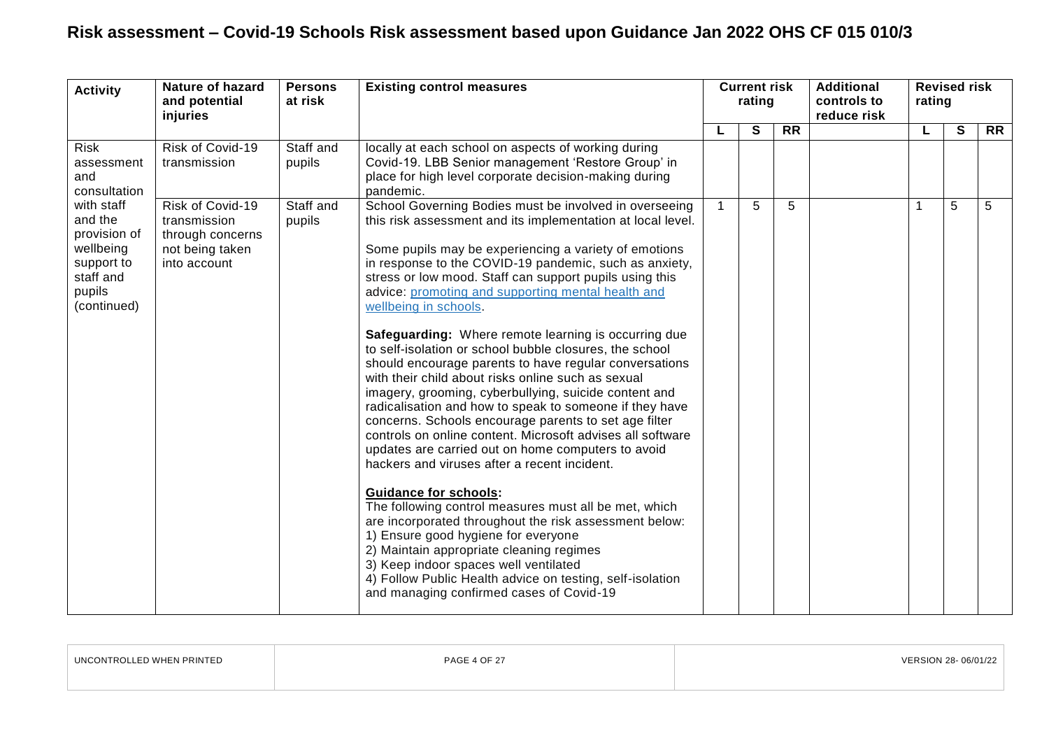# Risk assessment – Covid-19 Schools Risk assessment based upon Guidance Jan 2022 OHS CF 015 010/3

| Activity | Nature of hazard and potential injuries | Persons at risk | Existing control measures | Current risk rating | | | Additional controls to reduce risk | Revised risk rating | | |
|---|---|---|---|---|---|---|---|---|---|---|
| | | | | L | S | RR | | L | S | RR |
| Risk assessment and consultation with staff and the provision of wellbeing support to staff and pupils (continued) | Risk of Covid-19 transmission | Staff and pupils | locally at each school on aspects of working during Covid-19. LBB Senior management 'Restore Group' in place for high level corporate decision-making during pandemic. | | | | | | | |
| | Risk of Covid-19 transmission through concerns not being taken into account | Staff and pupils | School Governing Bodies must be involved in overseeing this risk assessment and its implementation at local level.<br><br>Some pupils may be experiencing a variety of emotions in response to the COVID-19 pandemic, such as anxiety, stress or low mood. Staff can support pupils using this advice: promoting and supporting mental health and wellbeing in schools.<br><br>**Safeguarding:** Where remote learning is occurring due to self-isolation or school bubble closures, the school should encourage parents to have regular conversations with their child about risks online such as sexual imagery, grooming, cyberbullying, suicide content and radicalisation and how to speak to someone if they have concerns. Schools encourage parents to set age filter controls on online content. Microsoft advises all software updates are carried out on home computers to avoid hackers and viruses after a recent incident.<br><br>**Guidance for schools:**<br>The following control measures must all be met, which are incorporated throughout the risk assessment below:<br>1) Ensure good hygiene for everyone<br>2) Maintain appropriate cleaning regimes<br>3) Keep indoor spaces well ventilated<br>4) Follow Public Health advice on testing, self-isolation and managing confirmed cases of Covid-19 | 1 | 5 | 5 | | 1 | 5 | 5 |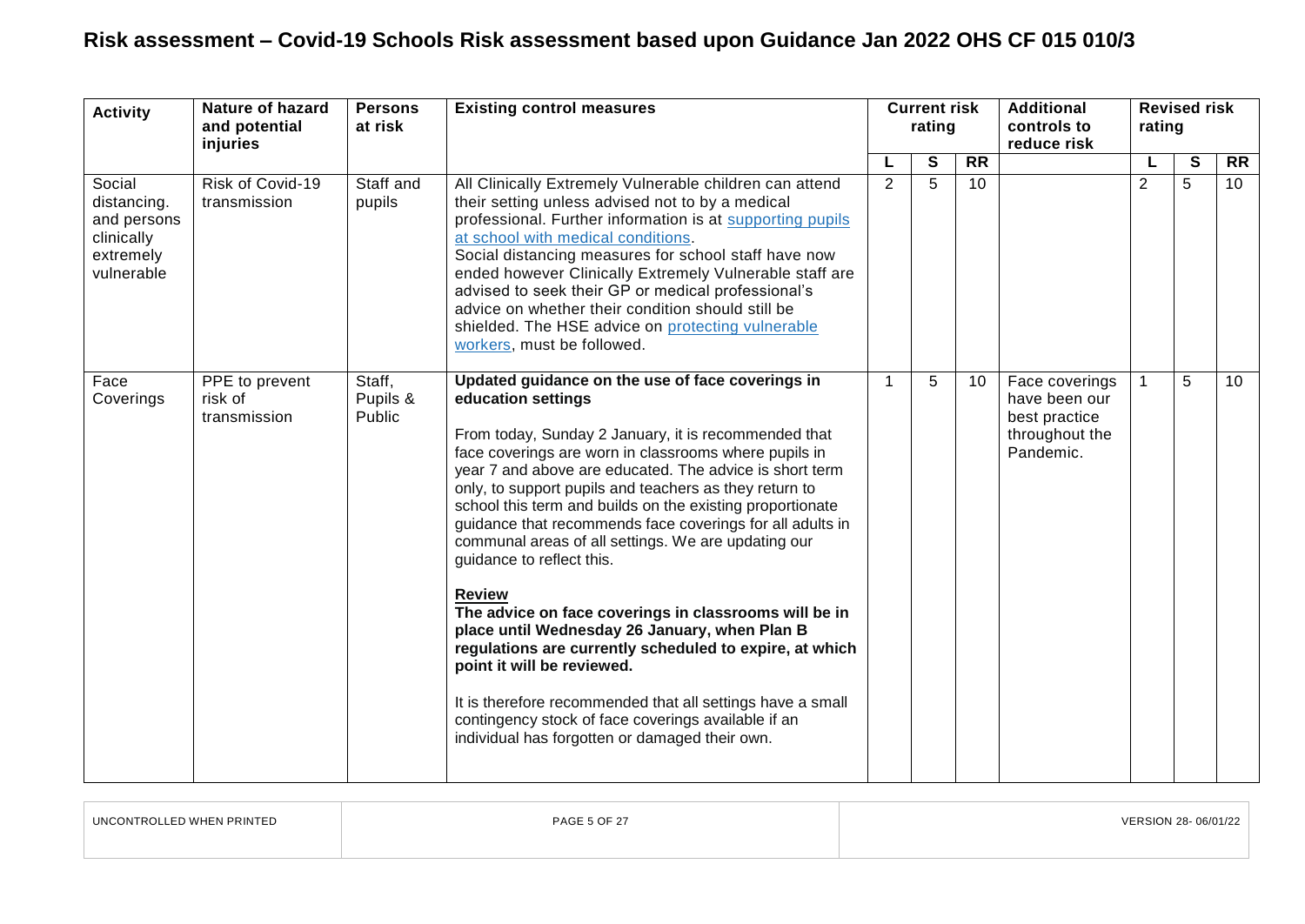# Risk assessment – Covid-19 Schools Risk assessment based upon Guidance Jan 2022 OHS CF 015 010/3

| Activity | Nature of hazard and potential injuries | Persons at risk | Existing control measures | Current risk rating | | | Additional controls to reduce risk | Revised risk rating | | |
|---|---|---|---|---|---|---|---|---|---|---|
| | | | | L | S | RR | | L | S | RR |
| Social distancing. and persons clinically extremely vulnerable | Risk of Covid-19 transmission | Staff and pupils | All Clinically Extremely Vulnerable children can attend their setting unless advised not to by a medical professional. Further information is at supporting pupils at school with medical conditions.<br>Social distancing measures for school staff have now ended however Clinically Extremely Vulnerable staff are advised to seek their GP or medical professional's advice on whether their condition should still be shielded. The HSE advice on protecting vulnerable workers, must be followed. | 2 | 5 | 10 | | 2 | 5 | 10 |
| Face Coverings | PPE to prevent risk of transmission | Staff, Pupils & Public | **Updated guidance on the use of face coverings in education settings**<br><br>From today, Sunday 2 January, it is recommended that face coverings are worn in classrooms where pupils in year 7 and above are educated. The advice is short term only, to support pupils and teachers as they return to school this term and builds on the existing proportionate guidance that recommends face coverings for all adults in communal areas of all settings. We are updating our guidance to reflect this.<br><br>**Review**<br>**The advice on face coverings in classrooms will be in place until Wednesday 26 January, when Plan B regulations are currently scheduled to expire, at which point it will be reviewed.**<br><br>It is therefore recommended that all settings have a small contingency stock of face coverings available if an individual has forgotten or damaged their own. | 1 | 5 | 10 | Face coverings have been our best practice throughout the Pandemic. | 1 | 5 | 10 |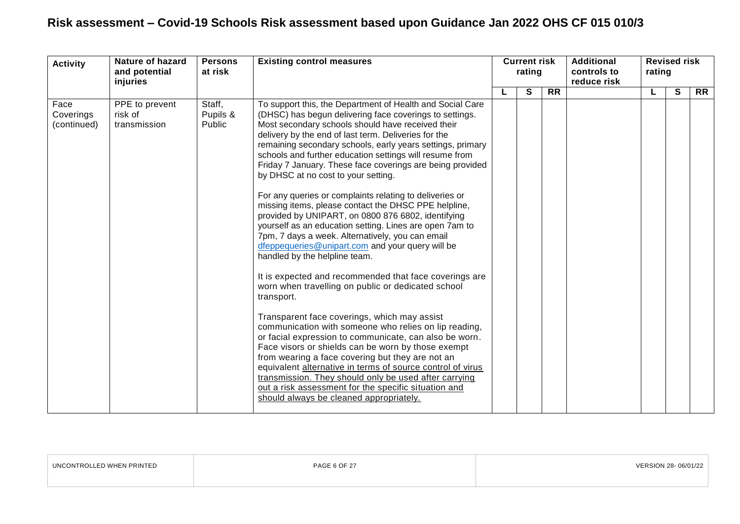# Risk assessment – Covid-19 Schools Risk assessment based upon Guidance Jan 2022 OHS CF 015 010/3

| Activity | Nature of hazard and potential injuries | Persons at risk | Existing control measures | Current risk rating | | | Additional controls to reduce risk | Revised risk rating | | |
|---|---|---|---|---|---|---|---|---|---|---|
| | | | | L | S | RR | | L | S | RR |
| Face Coverings (continued) | PPE to prevent risk of transmission | Staff, Pupils & Public | To support this, the Department of Health and Social Care (DHSC) has begun delivering face coverings to settings. Most secondary schools should have received their delivery by the end of last term. Deliveries for the remaining secondary schools, early years settings, primary schools and further education settings will resume from Friday 7 January. These face coverings are being provided by DHSC at no cost to your setting.<br><br>For any queries or complaints relating to deliveries or missing items, please contact the DHSC PPE helpline, provided by UNIPART, on 0800 876 6802, identifying yourself as an education setting. Lines are open 7am to 7pm, 7 days a week. Alternatively, you can email [dfeppequeries@unipart.com](mailto:dfeppequeries@unipart.com) and your query will be handled by the helpline team.<br><br>It is expected and recommended that face coverings are worn when travelling on public or dedicated school transport.<br><br>Transparent face coverings, which may assist communication with someone who relies on lip reading, or facial expression to communicate, can also be worn. Face visors or shields can be worn by those exempt from wearing a face covering but they are not an equivalent <u>alternative in terms of source control of virus transmission. They should only be used after carrying out a risk assessment for the specific situation and should always be cleaned appropriately.</u> | | | | | | | |

UNCONTROLLED WHEN PRINTED | VERSION 28- 06/01/22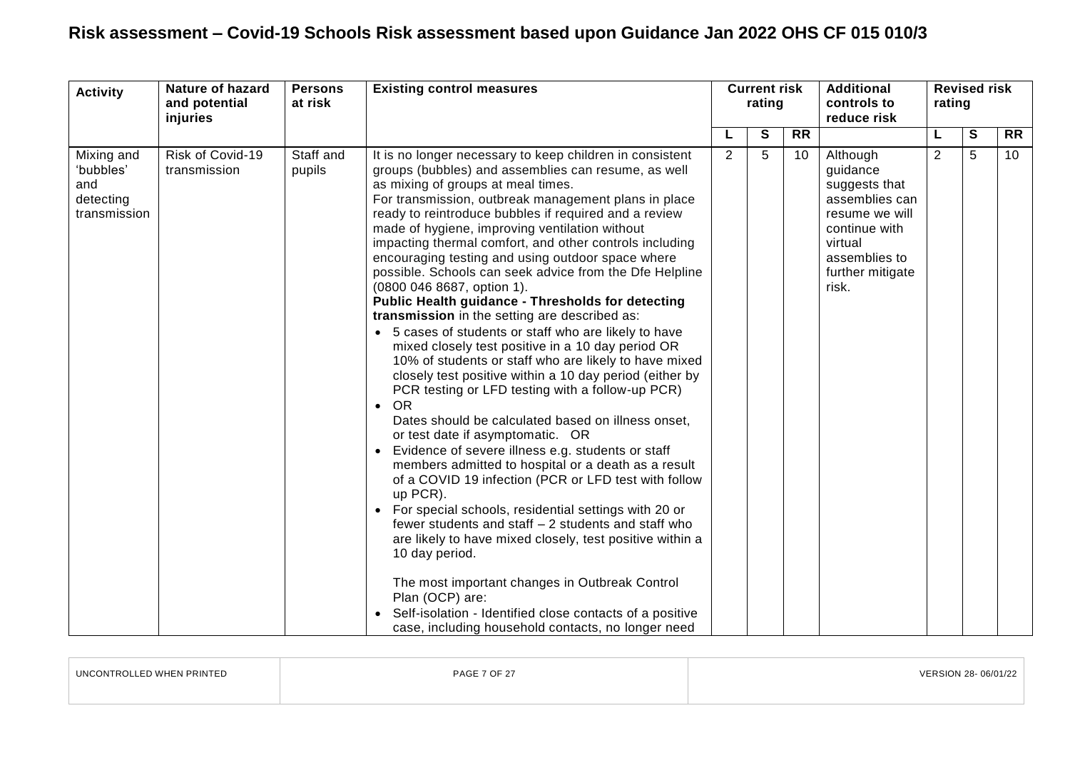# Risk assessment – Covid-19 Schools Risk assessment based upon Guidance Jan 2022 OHS CF 015 010/3

| Activity | Nature of hazard and potential injuries | Persons at risk | Existing control measures | Current risk rating | | | Additional controls to reduce risk | Revised risk rating | | |
|---|---|---|---|---|---|---|---|---|---|---|
| | | | | L | S | RR | | L | S | RR |
| Mixing and 'bubbles' and detecting transmission | Risk of Covid-19 transmission | Staff and pupils | It is no longer necessary to keep children in consistent groups (bubbles) and assemblies can resume, as well as mixing of groups at meal times.<br>For transmission, outbreak management plans in place ready to reintroduce bubbles if required and a review made of hygiene, improving ventilation without impacting thermal comfort, and other controls including encouraging testing and using outdoor space where possible. Schools can seek advice from the Dfe Helpline (0800 046 8687, option 1).<br>**Public Health guidance - Thresholds for detecting transmission** in the setting are described as:<br>• 5 cases of students or staff who are likely to have mixed closely test positive in a 10 day period OR 10% of students or staff who are likely to have mixed closely test positive within a 10 day period (either by PCR testing or LFD testing with a follow-up PCR)<br>• OR<br>Dates should be calculated based on illness onset, or test date if asymptomatic. OR<br>• Evidence of severe illness e.g. students or staff members admitted to hospital or a death as a result of a COVID 19 infection (PCR or LFD test with follow up PCR).<br>• For special schools, residential settings with 20 or fewer students and staff – 2 students and staff who are likely to have mixed closely, test positive within a 10 day period.<br><br>The most important changes in Outbreak Control Plan (OCP) are:<br>• Self-isolation - Identified close contacts of a positive case, including household contacts, no longer need | 2 | 5 | 10 | Although guidance suggests that assemblies can resume we will continue with virtual assemblies to further mitigate risk. | 2 | 5 | 10 |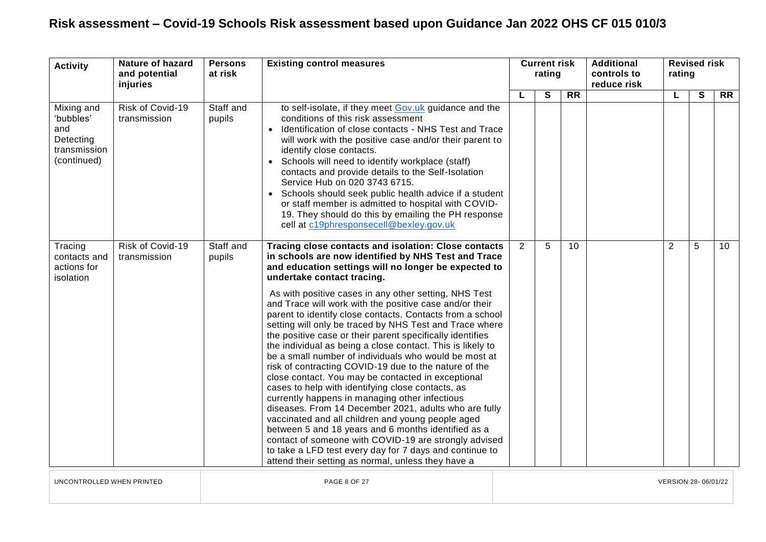| Activity | Nature of hazard and potential injuries | Persons at risk | Existing control measures | Current risk rating | | | Additional controls to reduce risk | Revised risk rating | | |
|---|---|---|---|---|---|---|---|---|---|---|
| | | | | L | S | RR | | L | S | RR |
| Mixing and 'bubbles' and Detecting transmission (continued) | Risk of Covid-19 transmission | Staff and pupils | to self-isolate, if they meet Gov.uk guidance and the conditions of this risk assessment<br>• Identification of close contacts - NHS Test and Trace will work with the positive case and/or their parent to identify close contacts.<br>• Schools will need to identify workplace (staff) contacts and provide details to the Self-Isolation Service Hub on 020 3743 6715.<br>• Schools should seek public health advice if a student or staff member is admitted to hospital with COVID-19. They should do this by emailing the PH response cell at c19phresponsecell@bexley.gov.uk | | | | | | | |
| Tracing contacts and actions for isolation | Risk of Covid-19 transmission | Staff and pupils | **Tracing close contacts and isolation: Close contacts in schools are now identified by NHS Test and Trace and education settings will no longer be expected to undertake contact tracing.**<br><br>As with positive cases in any other setting, NHS Test and Trace will work with the positive case and/or their parent to identify close contacts. Contacts from a school setting will only be traced by NHS Test and Trace where the positive case or their parent specifically identifies the individual as being a close contact. This is likely to be a small number of individuals who would be most at risk of contracting COVID-19 due to the nature of the close contact. You may be contacted in exceptional cases to help with identifying close contacts, as currently happens in managing other infectious diseases. From 14 December 2021, adults who are fully vaccinated and all children and young people aged between 5 and 18 years and 6 months identified as a contact of someone with COVID-19 are strongly advised to take a LFD test every day for 7 days and continue to attend their setting as normal, unless they have a | 2 | 5 | 10 | | 2 | 5 | 10 |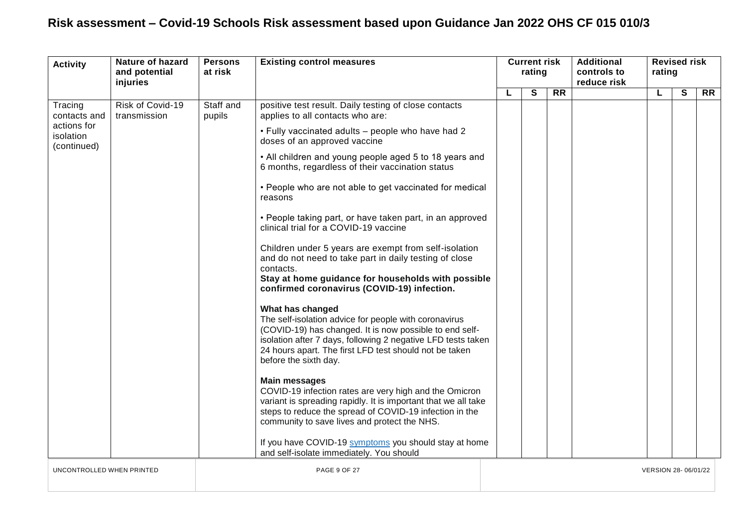# Risk assessment – Covid-19 Schools Risk assessment based upon Guidance Jan 2022 OHS CF 015 010/3

| Activity | Nature of hazard and potential injuries | Persons at risk | Existing control measures | Current risk rating | | | Additional controls to reduce risk | Revised risk rating | | |
|---|---|---|---|---|---|---|---|---|---|---|
| | | | | L | S | RR | | L | S | RR |
| Tracing contacts and actions for isolation (continued) | Risk of Covid-19 transmission | Staff and pupils | positive test result. Daily testing of close contacts applies to all contacts who are:<br><br>• Fully vaccinated adults – people who have had 2 doses of an approved vaccine<br><br>• All children and young people aged 5 to 18 years and 6 months, regardless of their vaccination status<br><br>• People who are not able to get vaccinated for medical reasons<br><br>• People taking part, or have taken part, in an approved clinical trial for a COVID-19 vaccine<br><br>Children under 5 years are exempt from self-isolation and do not need to take part in daily testing of close contacts.<br>**Stay at home guidance for households with possible confirmed coronavirus (COVID-19) infection.**<br><br>**What has changed**<br>The self-isolation advice for people with coronavirus (COVID-19) has changed. It is now possible to end self-isolation after 7 days, following 2 negative LFD tests taken 24 hours apart. The first LFD test should not be taken before the sixth day.<br><br>**Main messages**<br>COVID-19 infection rates are very high and the Omicron variant is spreading rapidly. It is important that we all take steps to reduce the spread of COVID-19 infection in the community to save lives and protect the NHS.<br><br>If you have COVID-19 symptoms you should stay at home and self-isolate immediately. You should | | | | | | | |

UNCONTROLLED WHEN PRINTED — VERSION 28- 06/01/22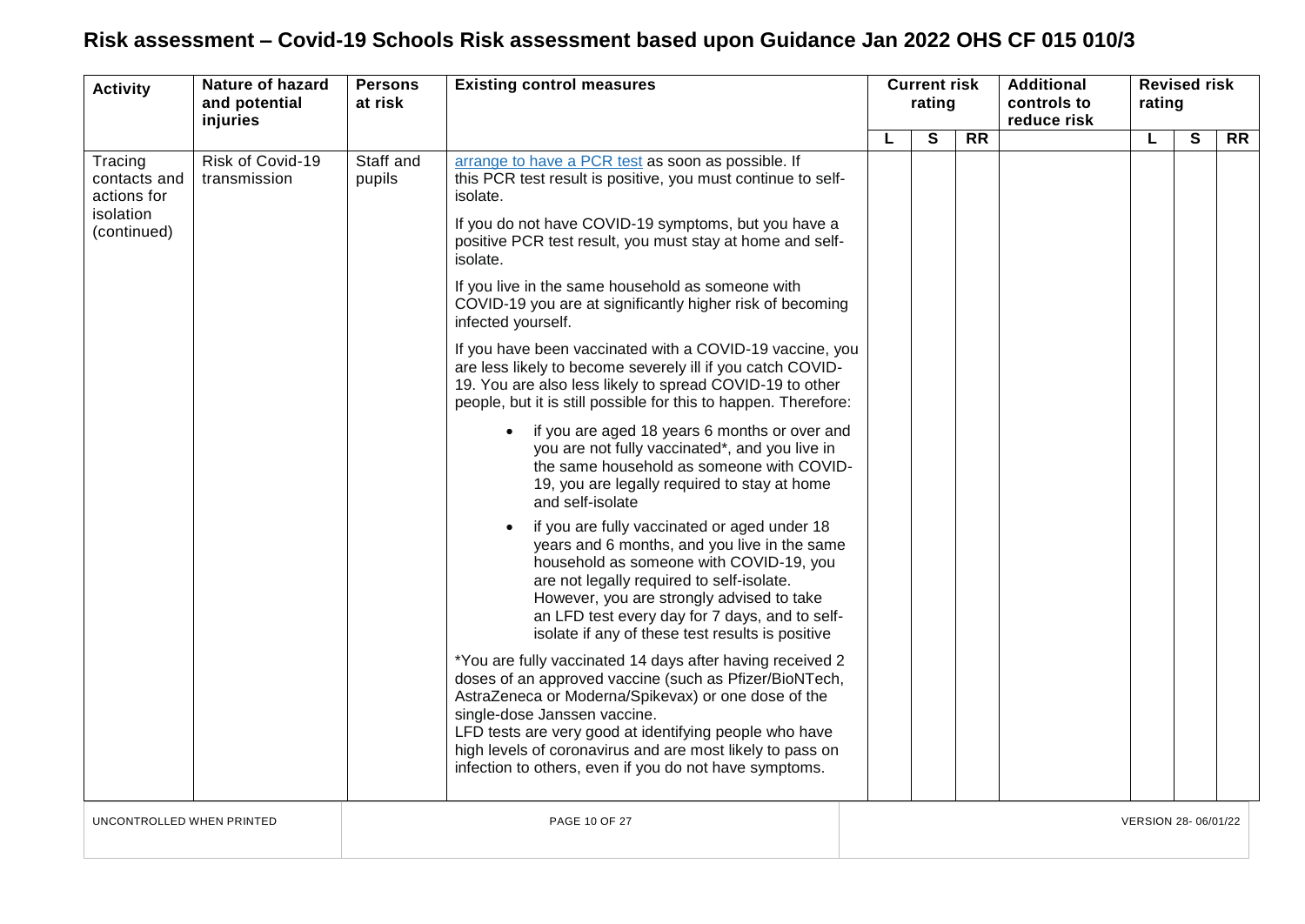# Risk assessment – Covid-19 Schools Risk assessment based upon Guidance Jan 2022 OHS CF 015 010/3

| Activity | Nature of hazard and potential injuries | Persons at risk | Existing control measures | Current risk rating | | | Additional controls to reduce risk | Revised risk rating | | |
|---|---|---|---|---|---|---|---|---|---|---|
| | | | | L | S | RR | | L | S | RR |
| Tracing contacts and actions for isolation (continued) | Risk of Covid-19 transmission | Staff and pupils | arrange to have a PCR test as soon as possible. If this PCR test result is positive, you must continue to self-isolate.<br><br>If you do not have COVID-19 symptoms, but you have a positive PCR test result, you must stay at home and self-isolate.<br><br>If you live in the same household as someone with COVID-19 you are at significantly higher risk of becoming infected yourself.<br><br>If you have been vaccinated with a COVID-19 vaccine, you are less likely to become severely ill if you catch COVID-19. You are also less likely to spread COVID-19 to other people, but it is still possible for this to happen. Therefore:<br><br>• if you are aged 18 years 6 months or over and you are not fully vaccinated*, and you live in the same household as someone with COVID-19, you are legally required to stay at home and self-isolate<br><br>• if you are fully vaccinated or aged under 18 years and 6 months, and you live in the same household as someone with COVID-19, you are not legally required to self-isolate. However, you are strongly advised to take an LFD test every day for 7 days, and to self-isolate if any of these test results is positive<br><br>*You are fully vaccinated 14 days after having received 2 doses of an approved vaccine (such as Pfizer/BioNTech, AstraZeneca or Moderna/Spikevax) or one dose of the single-dose Janssen vaccine.<br>LFD tests are very good at identifying people who have high levels of coronavirus and are most likely to pass on infection to others, even if you do not have symptoms. | | | | | | | |

UNCONTROLLED WHEN PRINTED

VERSION 28- 06/01/22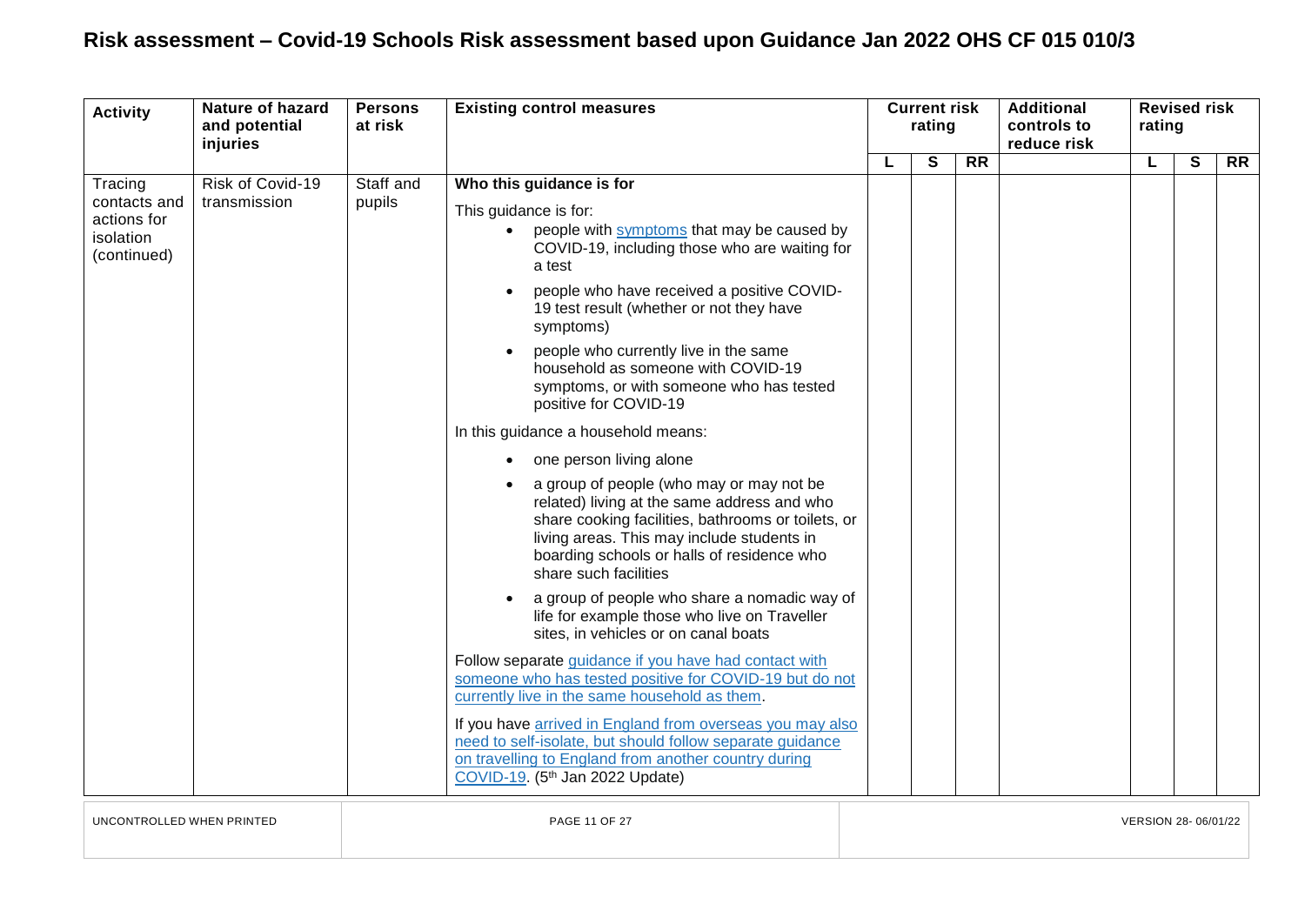# Risk assessment – Covid-19 Schools Risk assessment based upon Guidance Jan 2022 OHS CF 015 010/3

| Activity | Nature of hazard and potential injuries | Persons at risk | Existing control measures | Current risk rating | | | Additional controls to reduce risk | Revised risk rating | | |
|---|---|---|---|---|---|---|---|---|---|---|
| | | | | L | S | RR | | L | S | RR |
| Tracing contacts and actions for isolation (continued) | Risk of Covid-19 transmission | Staff and pupils | **Who this guidance is for**<br><br>This guidance is for:<br>• people with symptoms that may be caused by COVID-19, including those who are waiting for a test<br>• people who have received a positive COVID-19 test result (whether or not they have symptoms)<br>• people who currently live in the same household as someone with COVID-19 symptoms, or with someone who has tested positive for COVID-19<br><br>In this guidance a household means:<br>• one person living alone<br>• a group of people (who may or may not be related) living at the same address and who share cooking facilities, bathrooms or toilets, or living areas. This may include students in boarding schools or halls of residence who share such facilities<br>• a group of people who share a nomadic way of life for example those who live on Traveller sites, in vehicles or on canal boats<br><br>Follow separate guidance if you have had contact with someone who has tested positive for COVID-19 but do not currently live in the same household as them.<br><br>If you have arrived in England from overseas you may also need to self-isolate, but should follow separate guidance on travelling to England from another country during COVID-19. (5th Jan 2022 Update) | | | | | | | |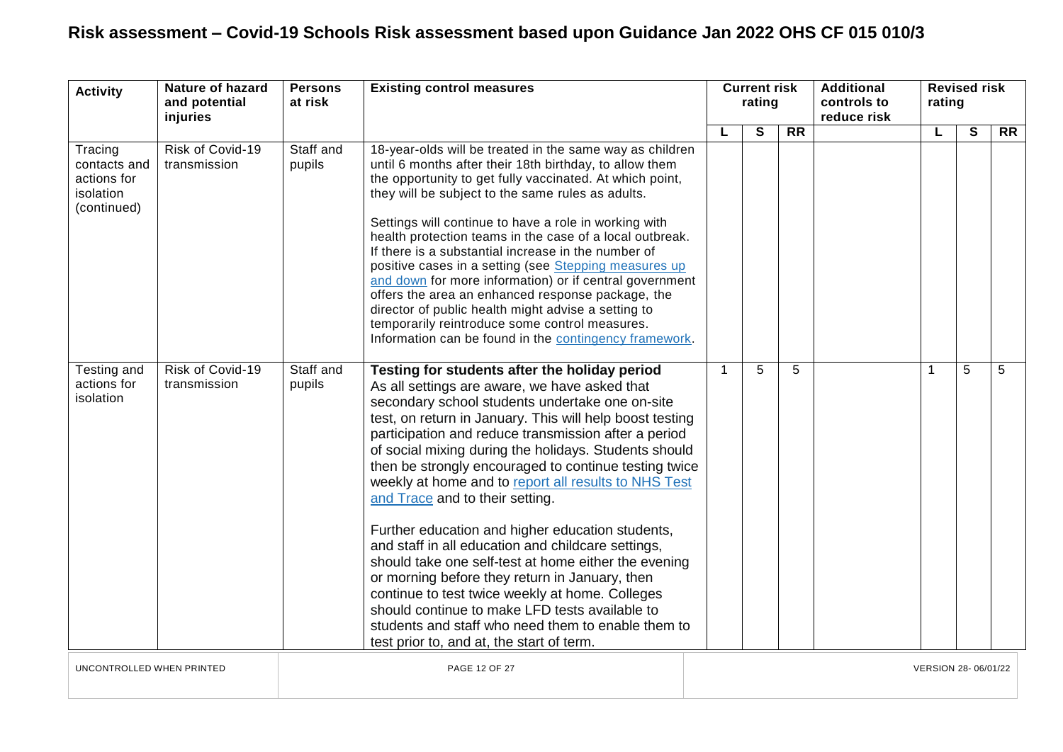# Risk assessment – Covid-19 Schools Risk assessment based upon Guidance Jan 2022 OHS CF 015 010/3

| Activity | Nature of hazard and potential injuries | Persons at risk | Existing control measures | Current risk rating | | | Additional controls to reduce risk | Revised risk rating | | |
|---|---|---|---|---|---|---|---|---|---|---|
| | | | | L | S | RR | | L | S | RR |
| Tracing contacts and actions for isolation (continued) | Risk of Covid-19 transmission | Staff and pupils | 18-year-olds will be treated in the same way as children until 6 months after their 18th birthday, to allow them the opportunity to get fully vaccinated. At which point, they will be subject to the same rules as adults.<br><br>Settings will continue to have a role in working with health protection teams in the case of a local outbreak. If there is a substantial increase in the number of positive cases in a setting (see [Stepping measures up and down]() for more information) or if central government offers the area an enhanced response package, the director of public health might advise a setting to temporarily reintroduce some control measures. Information can be found in the [contingency framework](). | | | | | | | |
| Testing and actions for isolation | Risk of Covid-19 transmission | Staff and pupils | **Testing for students after the holiday period**<br>As all settings are aware, we have asked that secondary school students undertake one on-site test, on return in January. This will help boost testing participation and reduce transmission after a period of social mixing during the holidays. Students should then be strongly encouraged to continue testing twice weekly at home and to [report all results to NHS Test and Trace]() and to their setting.<br><br>Further education and higher education students, and staff in all education and childcare settings, should take one self-test at home either the evening or morning before they return in January, then continue to test twice weekly at home. Colleges should continue to make LFD tests available to students and staff who need them to enable them to test prior to, and at, the start of term. | 1 | 5 | 5 | | 1 | 5 | 5 |

UNCONTROLLED WHEN PRINTED | VERSION 28- 06/01/22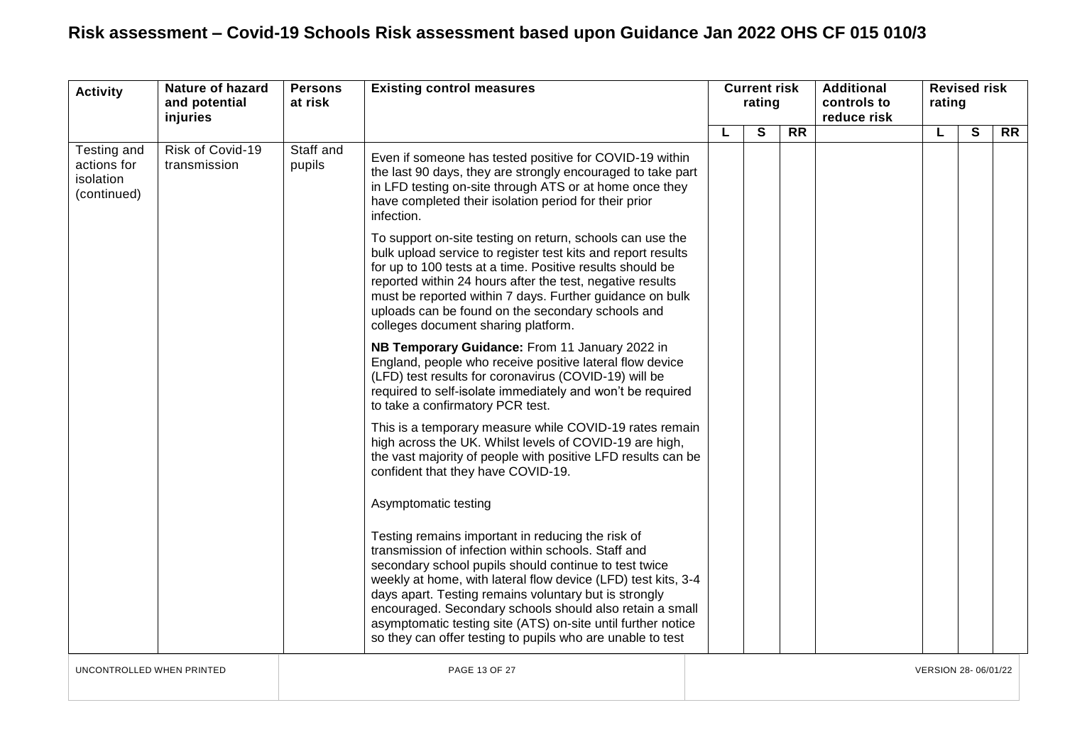# Risk assessment – Covid-19 Schools Risk assessment based upon Guidance Jan 2022 OHS CF 015 010/3

| Activity | Nature of hazard and potential injuries | Persons at risk | Existing control measures | Current risk rating | | | Additional controls to reduce risk | Revised risk rating | | |
|---|---|---|---|---|---|---|---|---|---|---|
| | | | | L | S | RR | | L | S | RR |
| Testing and actions for isolation (continued) | Risk of Covid-19 transmission | Staff and pupils | Even if someone has tested positive for COVID-19 within the last 90 days, they are strongly encouraged to take part in LFD testing on-site through ATS or at home once they have completed their isolation period for their prior infection.<br><br>To support on-site testing on return, schools can use the bulk upload service to register test kits and report results for up to 100 tests at a time. Positive results should be reported within 24 hours after the test, negative results must be reported within 7 days. Further guidance on bulk uploads can be found on the secondary schools and colleges document sharing platform.<br><br>**NB Temporary Guidance:** From 11 January 2022 in England, people who receive positive lateral flow device (LFD) test results for coronavirus (COVID-19) will be required to self-isolate immediately and won't be required to take a confirmatory PCR test.<br><br>This is a temporary measure while COVID-19 rates remain high across the UK. Whilst levels of COVID-19 are high, the vast majority of people with positive LFD results can be confident that they have COVID-19.<br><br>Asymptomatic testing<br><br>Testing remains important in reducing the risk of transmission of infection within schools. Staff and secondary school pupils should continue to test twice weekly at home, with lateral flow device (LFD) test kits, 3-4 days apart. Testing remains voluntary but is strongly encouraged. Secondary schools should also retain a small asymptomatic testing site (ATS) on-site until further notice so they can offer testing to pupils who are unable to test | | | | | | | |

UNCONTROLLED WHEN PRINTED

VERSION 28- 06/01/22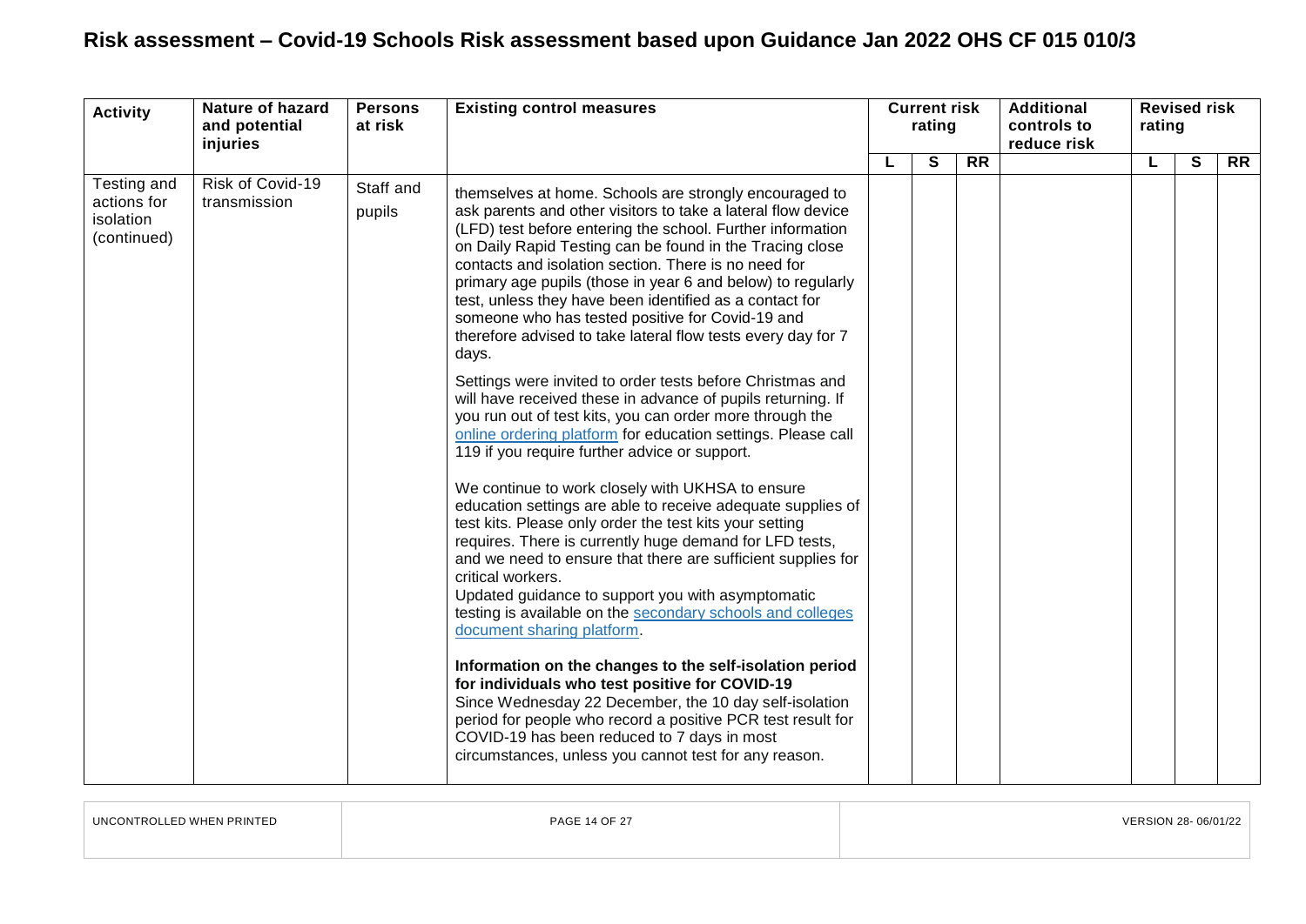# Risk assessment – Covid-19 Schools Risk assessment based upon Guidance Jan 2022 OHS CF 015 010/3

| Activity | Nature of hazard and potential injuries | Persons at risk | Existing control measures | Current risk rating | | | Additional controls to reduce risk | Revised risk rating | | |
|---|---|---|---|---|---|---|---|---|---|---|
| | | | | L | S | RR | | L | S | RR |
| Testing and actions for isolation (continued) | Risk of Covid-19 transmission | Staff and pupils | themselves at home. Schools are strongly encouraged to ask parents and other visitors to take a lateral flow device (LFD) test before entering the school. Further information on Daily Rapid Testing can be found in the Tracing close contacts and isolation section. There is no need for primary age pupils (those in year 6 and below) to regularly test, unless they have been identified as a contact for someone who has tested positive for Covid-19 and therefore advised to take lateral flow tests every day for 7 days.<br><br>Settings were invited to order tests before Christmas and will have received these in advance of pupils returning. If you run out of test kits, you can order more through the online ordering platform for education settings. Please call 119 if you require further advice or support.<br><br>We continue to work closely with UKHSA to ensure education settings are able to receive adequate supplies of test kits. Please only order the test kits your setting requires. There is currently huge demand for LFD tests, and we need to ensure that there are sufficient supplies for critical workers.<br>Updated guidance to support you with asymptomatic testing is available on the secondary schools and colleges document sharing platform.<br><br>**Information on the changes to the self-isolation period for individuals who test positive for COVID-19**<br>Since Wednesday 22 December, the 10 day self-isolation period for people who record a positive PCR test result for COVID-19 has been reduced to 7 days in most circumstances, unless you cannot test for any reason. | | | | | | | |

UNCONTROLLED WHEN PRINTED | VERSION 28- 06/01/22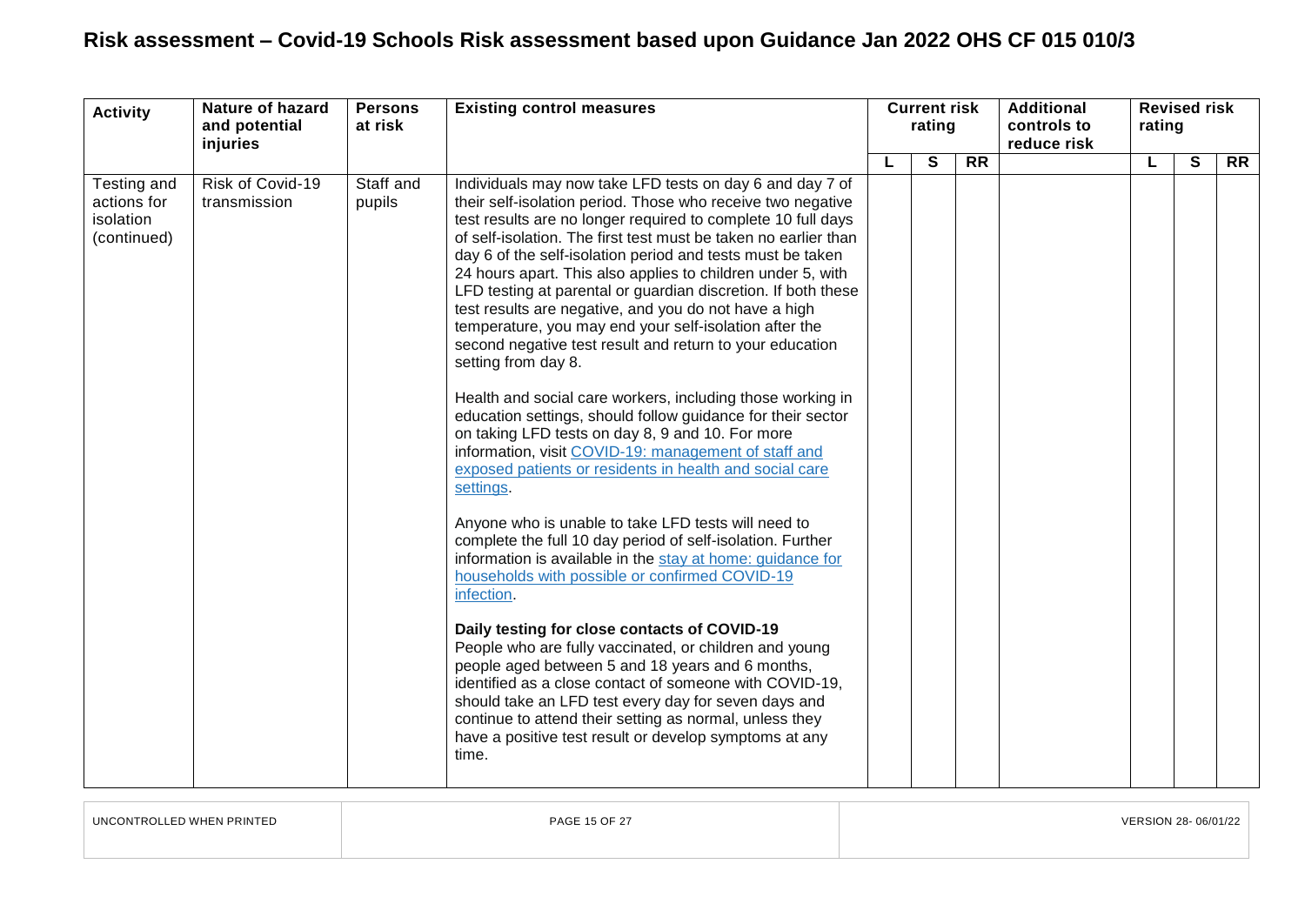# Risk assessment – Covid-19 Schools Risk assessment based upon Guidance Jan 2022 OHS CF 015 010/3

| Activity | Nature of hazard and potential injuries | Persons at risk | Existing control measures | Current risk rating | | | Additional controls to reduce risk | Revised risk rating | | |
|---|---|---|---|---|---|---|---|---|---|---|
| | | | | L | S | RR | | L | S | RR |
| Testing and actions for isolation (continued) | Risk of Covid-19 transmission | Staff and pupils | Individuals may now take LFD tests on day 6 and day 7 of their self-isolation period. Those who receive two negative test results are no longer required to complete 10 full days of self-isolation. The first test must be taken no earlier than day 6 of the self-isolation period and tests must be taken 24 hours apart. This also applies to children under 5, with LFD testing at parental or guardian discretion. If both these test results are negative, and you do not have a high temperature, you may end your self-isolation after the second negative test result and return to your education setting from day 8.<br><br>Health and social care workers, including those working in education settings, should follow guidance for their sector on taking LFD tests on day 8, 9 and 10. For more information, visit [COVID-19: management of staff and exposed patients or residents in health and social care settings]().<br><br>Anyone who is unable to take LFD tests will need to complete the full 10 day period of self-isolation. Further information is available in the [stay at home: guidance for households with possible or confirmed COVID-19 infection]().<br><br>**Daily testing for close contacts of COVID-19**<br>People who are fully vaccinated, or children and young people aged between 5 and 18 years and 6 months, identified as a close contact of someone with COVID-19, should take an LFD test every day for seven days and continue to attend their setting as normal, unless they have a positive test result or develop symptoms at any time. | | | | | | | |

UNCONTROLLED WHEN PRINTED | VERSION 28- 06/01/22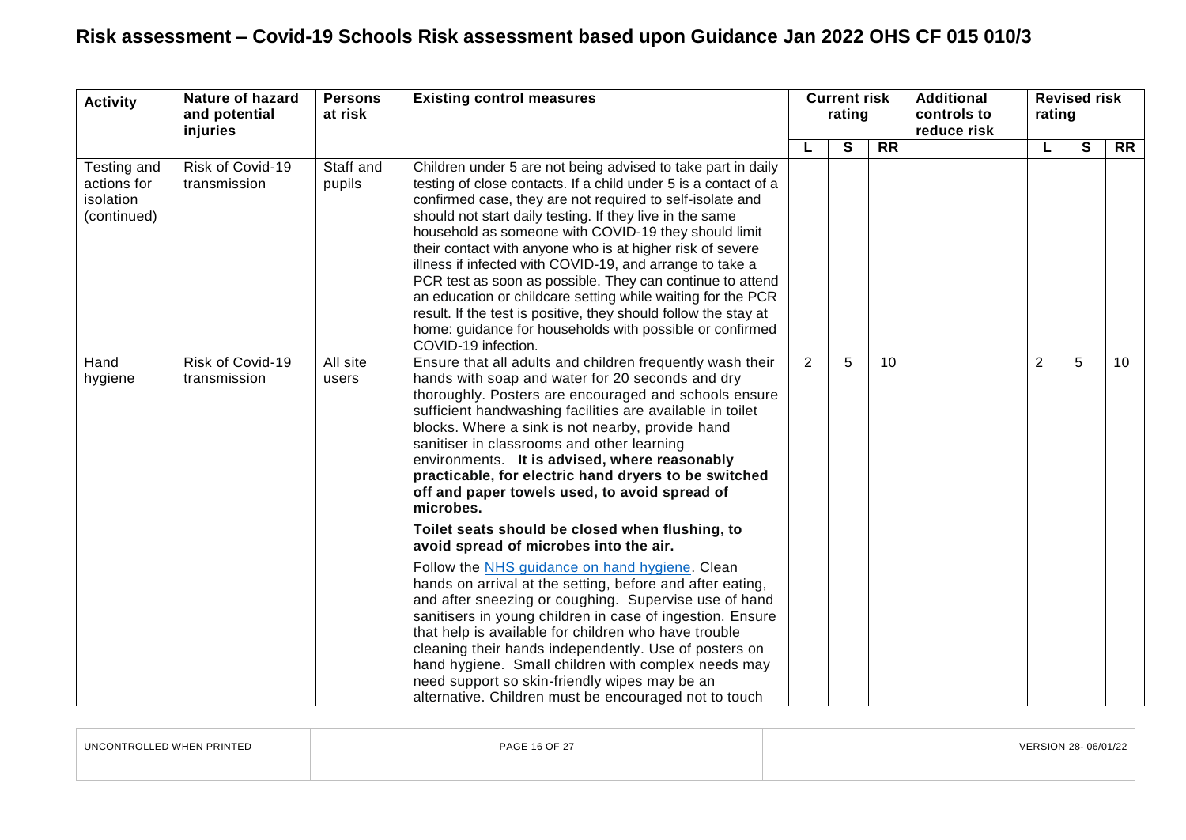# Risk assessment – Covid-19 Schools Risk assessment based upon Guidance Jan 2022 OHS CF 015 010/3

| Activity | Nature of hazard and potential injuries | Persons at risk | Existing control measures | Current risk rating | | | Additional controls to reduce risk | Revised risk rating | | |
|---|---|---|---|---|---|---|---|---|---|---|
| | | | | L | S | RR | | L | S | RR |
| Testing and actions for isolation (continued) | Risk of Covid-19 transmission | Staff and pupils | Children under 5 are not being advised to take part in daily testing of close contacts. If a child under 5 is a contact of a confirmed case, they are not required to self-isolate and should not start daily testing. If they live in the same household as someone with COVID-19 they should limit their contact with anyone who is at higher risk of severe illness if infected with COVID-19, and arrange to take a PCR test as soon as possible. They can continue to attend an education or childcare setting while waiting for the PCR result. If the test is positive, they should follow the stay at home: guidance for households with possible or confirmed COVID-19 infection. | | | | | | | |
| Hand hygiene | Risk of Covid-19 transmission | All site users | Ensure that all adults and children frequently wash their hands with soap and water for 20 seconds and dry thoroughly. Posters are encouraged and schools ensure sufficient handwashing facilities are available in toilet blocks. Where a sink is not nearby, provide hand sanitiser in classrooms and other learning environments. **It is advised, where reasonably practicable, for electric hand dryers to be switched off and paper towels used, to avoid spread of microbes.**<br><br>**Toilet seats should be closed when flushing, to avoid spread of microbes into the air.**<br><br>Follow the [NHS guidance on hand hygiene](). Clean hands on arrival at the setting, before and after eating, and after sneezing or coughing. Supervise use of hand sanitisers in young children in case of ingestion. Ensure that help is available for children who have trouble cleaning their hands independently. Use of posters on hand hygiene. Small children with complex needs may need support so skin-friendly wipes may be an alternative. Children must be encouraged not to touch | 2 | 5 | 10 | | 2 | 5 | 10 |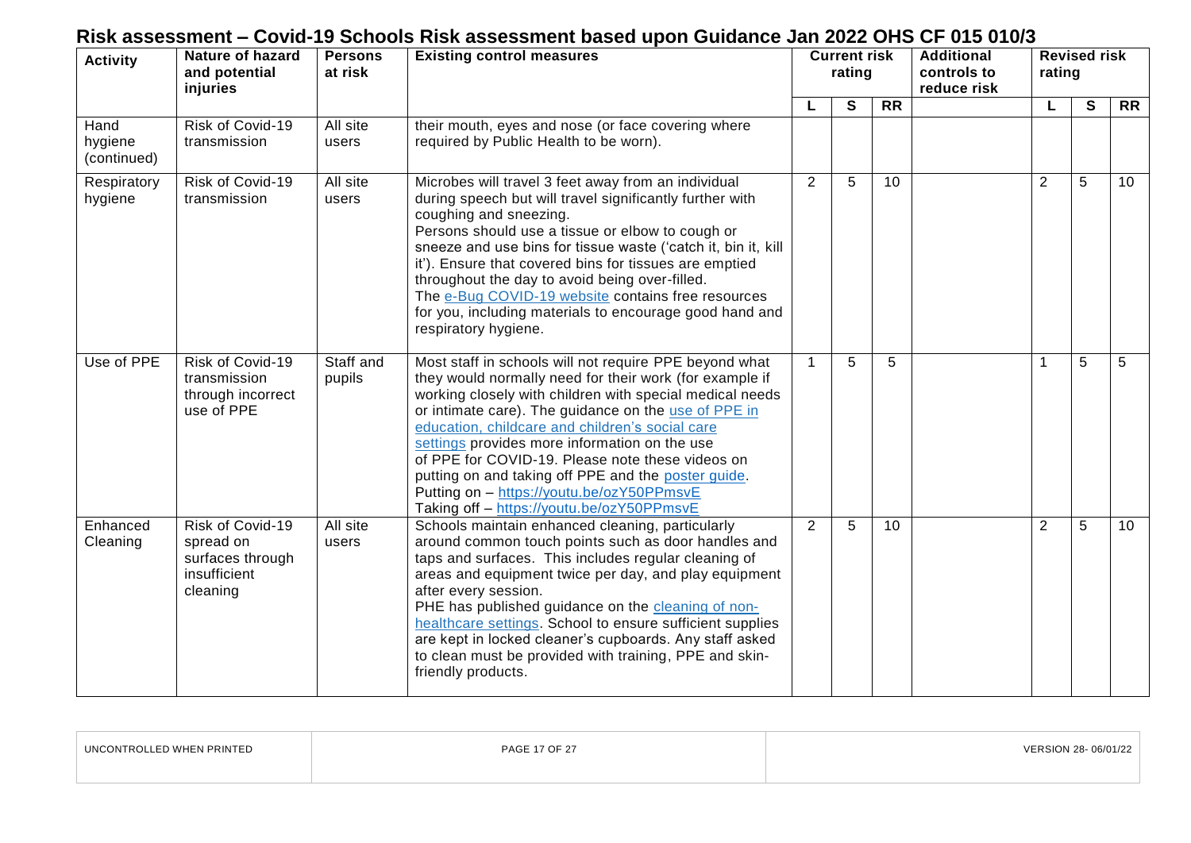# Risk assessment – Covid-19 Schools Risk assessment based upon Guidance Jan 2022 OHS CF 015 010/3

| Activity | Nature of hazard and potential injuries | Persons at risk | Existing control measures | Current risk rating | | | Additional controls to reduce risk | Revised risk rating | | |
|---|---|---|---|---|---|---|---|---|---|---|
| | | | | L | S | RR | | L | S | RR |
| Hand hygiene (continued) | Risk of Covid-19 transmission | All site users | their mouth, eyes and nose (or face covering where required by Public Health to be worn). | | | | | | | |
| Respiratory hygiene | Risk of Covid-19 transmission | All site users | Microbes will travel 3 feet away from an individual during speech but will travel significantly further with coughing and sneezing. Persons should use a tissue or elbow to cough or sneeze and use bins for tissue waste ('catch it, bin it, kill it'). Ensure that covered bins for tissues are emptied throughout the day to avoid being over-filled. The e-Bug COVID-19 website contains free resources for you, including materials to encourage good hand and respiratory hygiene. | 2 | 5 | 10 | | 2 | 5 | 10 |
| Use of PPE | Risk of Covid-19 transmission through incorrect use of PPE | Staff and pupils | Most staff in schools will not require PPE beyond what they would normally need for their work (for example if working closely with children with special medical needs or intimate care). The guidance on the use of PPE in education, childcare and children's social care settings provides more information on the use of PPE for COVID-19. Please note these videos on putting on and taking off PPE and the poster guide. Putting on – https://youtu.be/ozY50PPmsvE Taking off – https://youtu.be/ozY50PPmsvE | 1 | 5 | 5 | | 1 | 5 | 5 |
| Enhanced Cleaning | Risk of Covid-19 spread on surfaces through insufficient cleaning | All site users | Schools maintain enhanced cleaning, particularly around common touch points such as door handles and taps and surfaces. This includes regular cleaning of areas and equipment twice per day, and play equipment after every session. PHE has published guidance on the cleaning of non-healthcare settings. School to ensure sufficient supplies are kept in locked cleaner's cupboards. Any staff asked to clean must be provided with training, PPE and skin-friendly products. | 2 | 5 | 10 | | 2 | 5 | 10 |

UNCONTROLLED WHEN PRINTED | VERSION 28- 06/01/22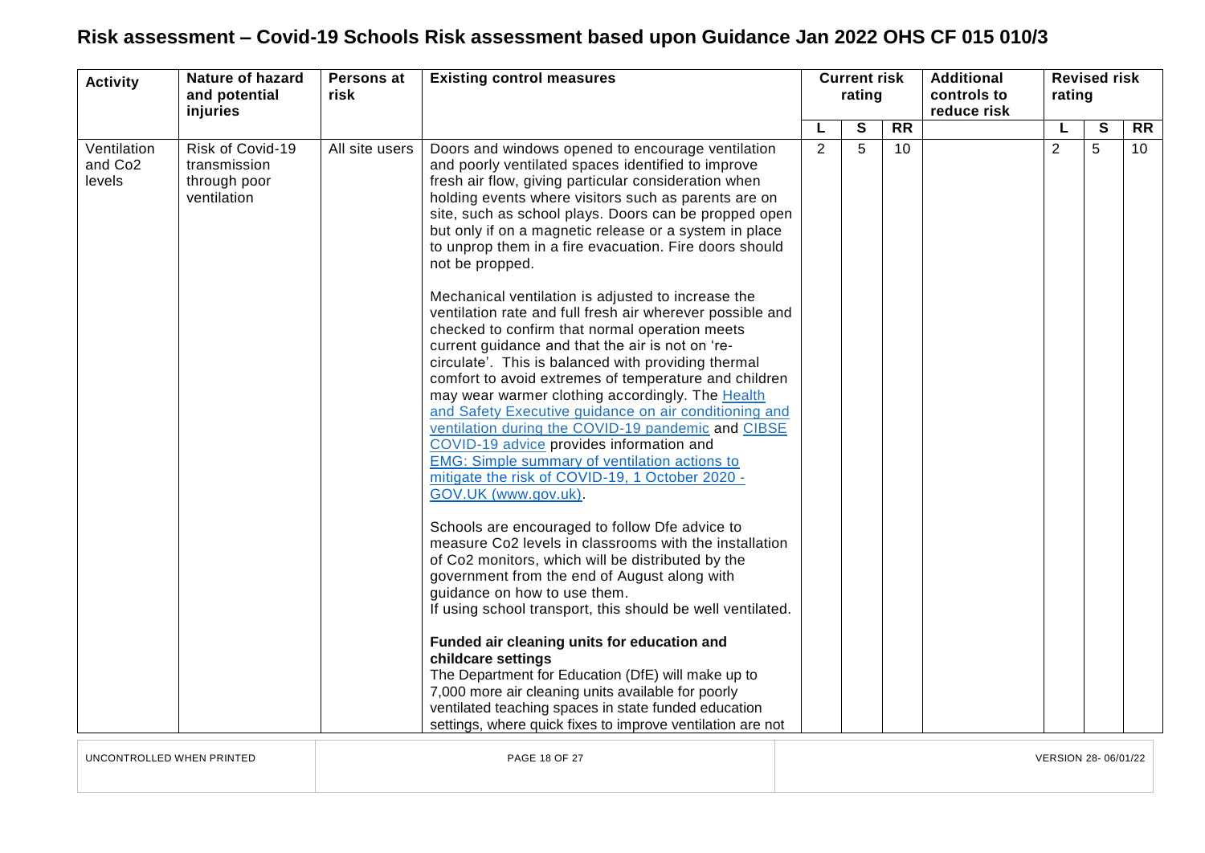# Risk assessment – Covid-19 Schools Risk assessment based upon Guidance Jan 2022 OHS CF 015 010/3

| Activity | Nature of hazard and potential injuries | Persons at risk | Existing control measures | Current risk rating | | | Additional controls to reduce risk | Revised risk rating | | |
|---|---|---|---|---|---|---|---|---|---|---|
| | | | | L | S | RR | | L | S | RR |
| Ventilation and $CO_2$ levels | Risk of Covid-19 transmission through poor ventilation | All site users | Doors and windows opened to encourage ventilation and poorly ventilated spaces identified to improve fresh air flow, giving particular consideration when holding events where visitors such as parents are on site, such as school plays. Doors can be propped open but only if on a magnetic release or a system in place to unprop them in a fire evacuation. Fire doors should not be propped.<br><br>Mechanical ventilation is adjusted to increase the ventilation rate and full fresh air wherever possible and checked to confirm that normal operation meets current guidance and that the air is not on 're-circulate'. This is balanced with providing thermal comfort to avoid extremes of temperature and children may wear warmer clothing accordingly. The Health and Safety Executive guidance on air conditioning and ventilation during the COVID-19 pandemic and CIBSE COVID-19 advice provides information and EMG: Simple summary of ventilation actions to mitigate the risk of COVID-19, 1 October 2020 - GOV.UK (www.gov.uk).<br><br>Schools are encouraged to follow Dfe advice to measure $CO_2$ levels in classrooms with the installation of $CO_2$ monitors, which will be distributed by the government from the end of August along with guidance on how to use them.<br>If using school transport, this should be well ventilated.<br><br>**Funded air cleaning units for education and childcare settings**<br>The Department for Education (DfE) will make up to 7,000 more air cleaning units available for poorly ventilated teaching spaces in state funded education settings, where quick fixes to improve ventilation are not | 2 | 5 | 10 | | 2 | 5 | 10 |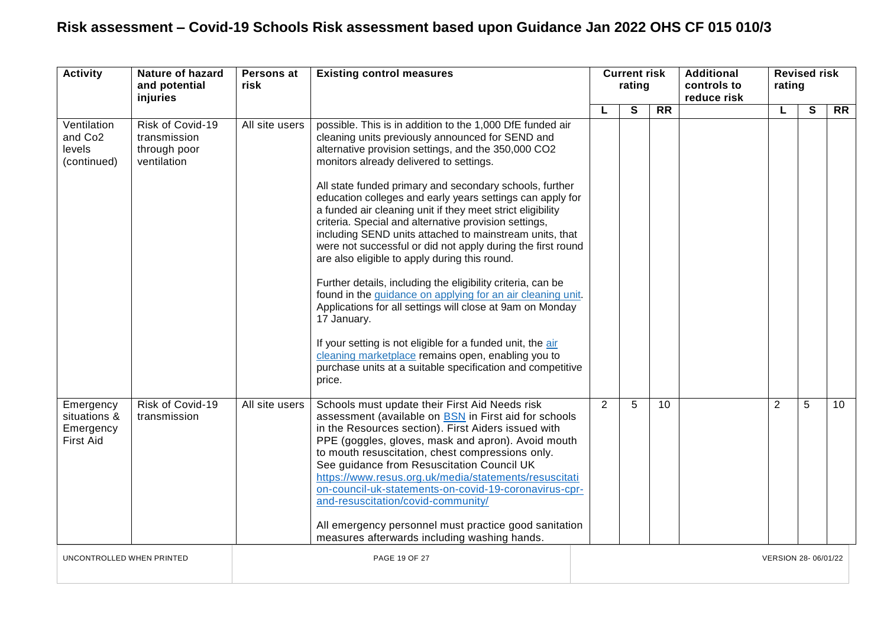# Risk assessment – Covid-19 Schools Risk assessment based upon Guidance Jan 2022 OHS CF 015 010/3

| Activity | Nature of hazard and potential injuries | Persons at risk | Existing control measures | Current risk rating | | | Additional controls to reduce risk | Revised risk rating | | |
|---|---|---|---|---|---|---|---|---|---|---|
| | | | | L | S | RR | | L | S | RR |
| Ventilation and $CO_2$ levels (continued) | Risk of Covid-19 transmission through poor ventilation | All site users | possible. This is in addition to the 1,000 DfE funded air cleaning units previously announced for SEND and alternative provision settings, and the 350,000 CO2 monitors already delivered to settings.<br><br>All state funded primary and secondary schools, further education colleges and early years settings can apply for a funded air cleaning unit if they meet strict eligibility criteria. Special and alternative provision settings, including SEND units attached to mainstream units, that were not successful or did not apply during the first round are also eligible to apply during this round.<br><br>Further details, including the eligibility criteria, can be found in the guidance on applying for an air cleaning unit. Applications for all settings will close at 9am on Monday 17 January.<br><br>If your setting is not eligible for a funded unit, the air cleaning marketplace remains open, enabling you to purchase units at a suitable specification and competitive price. | | | | | | | |
| Emergency situations & Emergency First Aid | Risk of Covid-19 transmission | All site users | Schools must update their First Aid Needs risk assessment (available on BSN in First aid for schools in the Resources section). First Aiders issued with PPE (goggles, gloves, mask and apron). Avoid mouth to mouth resuscitation, chest compressions only. See guidance from Resuscitation Council UK https://www.resus.org.uk/media/statements/resuscitation-council-uk-statements-on-covid-19-coronavirus-cpr-and-resuscitation/covid-community/<br><br>All emergency personnel must practice good sanitation measures afterwards including washing hands. | 2 | 5 | 10 | | 2 | 5 | 10 |

UNCONTROLLED WHEN PRINTED

VERSION 28- 06/01/22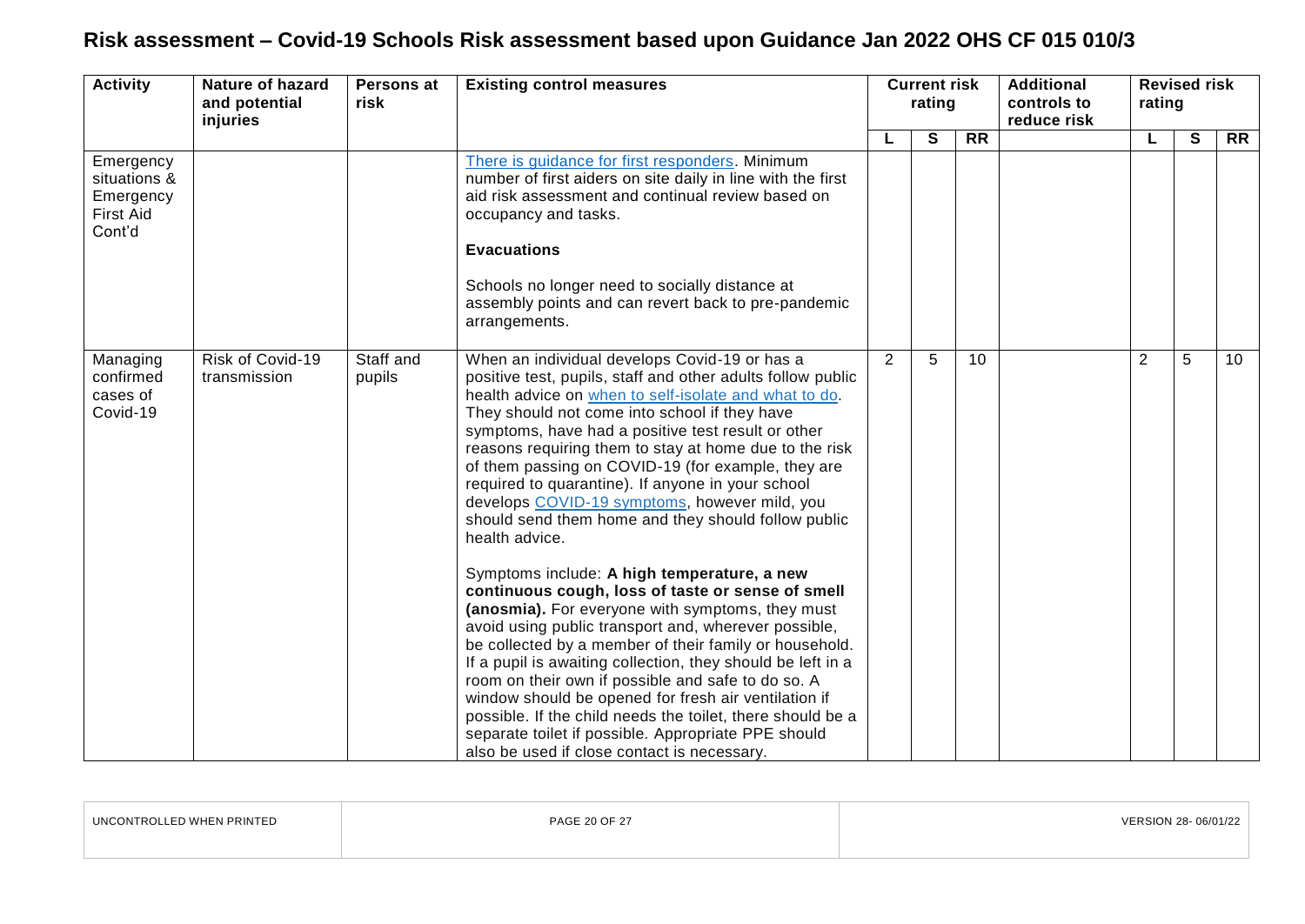# Risk assessment – Covid-19 Schools Risk assessment based upon Guidance Jan 2022 OHS CF 015 010/3

| Activity | Nature of hazard and potential injuries | Persons at risk | Existing control measures | Current risk rating | | | Additional controls to reduce risk | Revised risk rating | | |
|---|---|---|---|---|---|---|---|---|---|---|
| | | | | **L** | **S** | **RR** | | **L** | **S** | **RR** |
| Emergency situations & Emergency First Aid Cont'd | | | There is guidance for first responders. Minimum number of first aiders on site daily in line with the first aid risk assessment and continual review based on occupancy and tasks.<br><br>**Evacuations**<br><br>Schools no longer need to socially distance at assembly points and can revert back to pre-pandemic arrangements. | | | | | | | |
| Managing confirmed cases of Covid-19 | Risk of Covid-19 transmission | Staff and pupils | When an individual develops Covid-19 or has a positive test, pupils, staff and other adults follow public health advice on when to self-isolate and what to do. They should not come into school if they have symptoms, have had a positive test result or other reasons requiring them to stay at home due to the risk of them passing on COVID-19 (for example, they are required to quarantine). If anyone in your school develops COVID-19 symptoms, however mild, you should send them home and they should follow public health advice.<br><br>Symptoms include: **A high temperature, a new continuous cough, loss of taste or sense of smell (anosmia).** For everyone with symptoms, they must avoid using public transport and, wherever possible, be collected by a member of their family or household. If a pupil is awaiting collection, they should be left in a room on their own if possible and safe to do so. A window should be opened for fresh air ventilation if possible. If the child needs the toilet, there should be a separate toilet if possible. Appropriate PPE should also be used if close contact is necessary. | 2 | 5 | 10 | | 2 | 5 | 10 |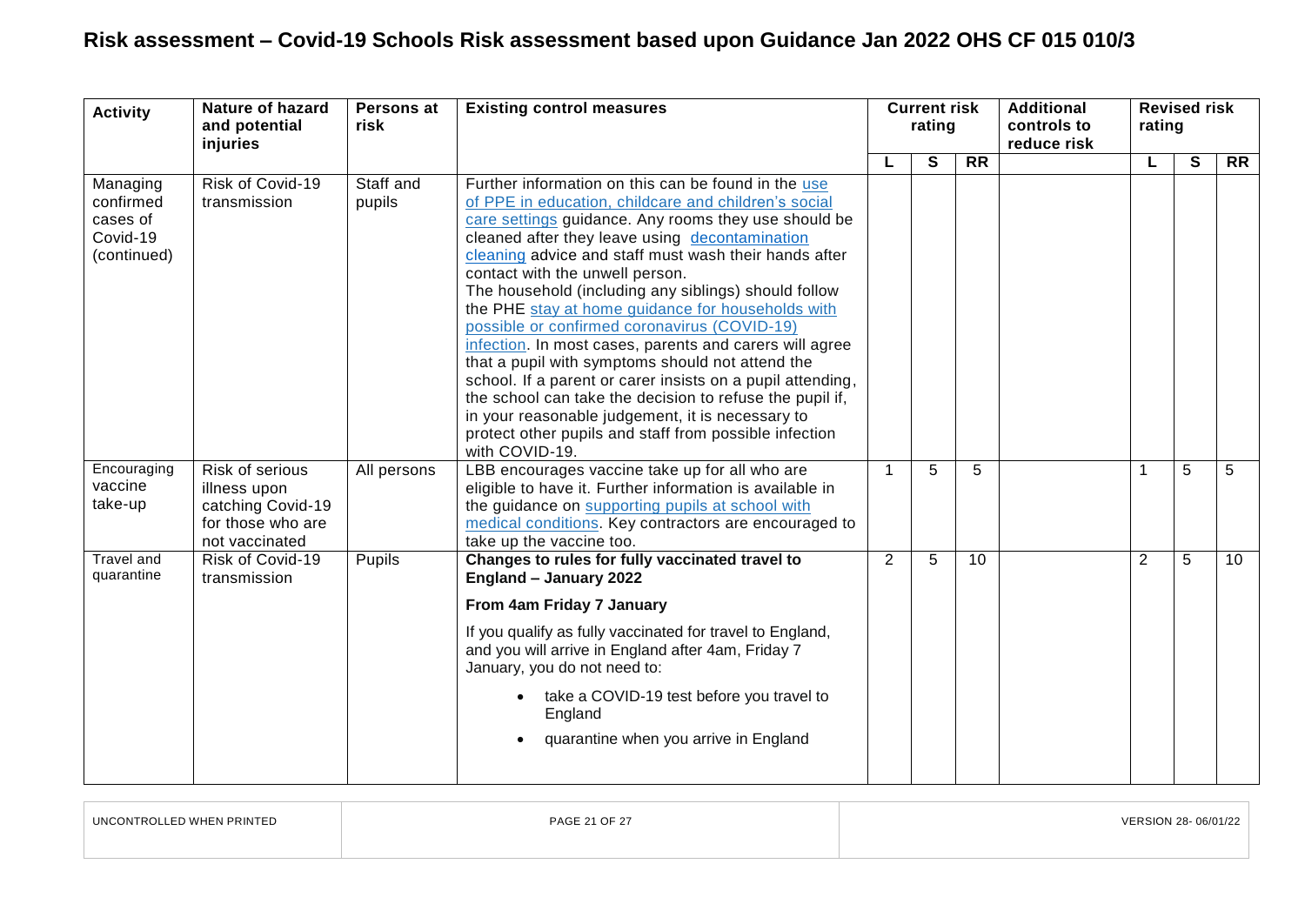# Risk assessment – Covid-19 Schools Risk assessment based upon Guidance Jan 2022 OHS CF 015 010/3

| Activity | Nature of hazard and potential injuries | Persons at risk | Existing control measures | Current risk rating | | | Additional controls to reduce risk | Revised risk rating | | |
|---|---|---|---|---|---|---|---|---|---|---|
| | | | | L | S | RR | | L | S | RR |
| Managing confirmed cases of Covid-19 (continued) | Risk of Covid-19 transmission | Staff and pupils | Further information on this can be found in the use of PPE in education, childcare and children's social care settings guidance. Any rooms they use should be cleaned after they leave using decontamination cleaning advice and staff must wash their hands after contact with the unwell person.<br>The household (including any siblings) should follow the PHE stay at home guidance for households with possible or confirmed coronavirus (COVID-19) infection. In most cases, parents and carers will agree that a pupil with symptoms should not attend the school. If a parent or carer insists on a pupil attending, the school can take the decision to refuse the pupil if, in your reasonable judgement, it is necessary to protect other pupils and staff from possible infection with COVID-19. | | | | | | | |
| Encouraging vaccine take-up | Risk of serious illness upon catching Covid-19 for those who are not vaccinated | All persons | LBB encourages vaccine take up for all who are eligible to have it. Further information is available in the guidance on supporting pupils at school with medical conditions. Key contractors are encouraged to take up the vaccine too. | 1 | 5 | 5 | | 1 | 5 | 5 |
| Travel and quarantine | Risk of Covid-19 transmission | Pupils | **Changes to rules for fully vaccinated travel to England – January 2022**<br>**From 4am Friday 7 January**<br>If you qualify as fully vaccinated for travel to England, and you will arrive in England after 4am, Friday 7 January, you do not need to:<br>• take a COVID-19 test before you travel to England<br>• quarantine when you arrive in England | 2 | 5 | 10 | | 2 | 5 | 10 |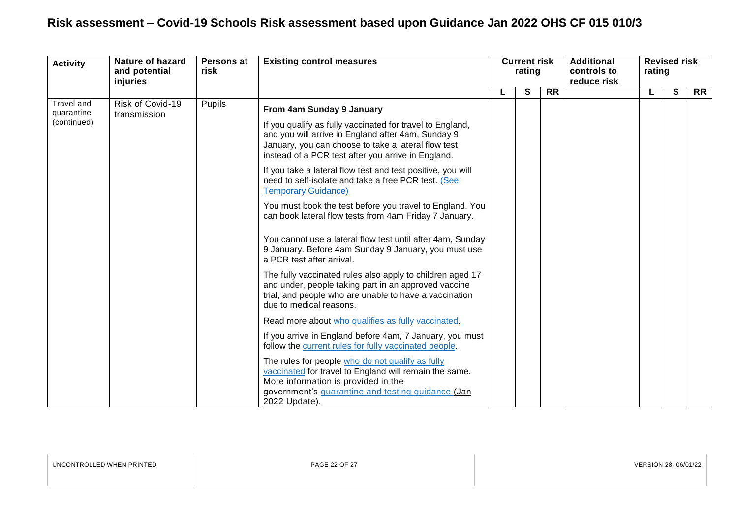# Risk assessment – Covid-19 Schools Risk assessment based upon Guidance Jan 2022 OHS CF 015 010/3

| Activity | Nature of hazard and potential injuries | Persons at risk | Existing control measures | Current risk rating | | | Additional controls to reduce risk | Revised risk rating | | |
|---|---|---|---|---|---|---|---|---|---|---|
| | | | | L | S | RR | | L | S | RR |
| Travel and quarantine (continued) | Risk of Covid-19 transmission | Pupils | **From 4am Sunday 9 January**<br><br>If you qualify as fully vaccinated for travel to England, and you will arrive in England after 4am, Sunday 9 January, you can choose to take a lateral flow test instead of a PCR test after you arrive in England.<br><br>If you take a lateral flow test and test positive, you will need to self-isolate and take a free PCR test. (See Temporary Guidance)<br><br>You must book the test before you travel to England. You can book lateral flow tests from 4am Friday 7 January.<br><br>You cannot use a lateral flow test until after 4am, Sunday 9 January. Before 4am Sunday 9 January, you must use a PCR test after arrival.<br><br>The fully vaccinated rules also apply to children aged 17 and under, people taking part in an approved vaccine trial, and people who are unable to have a vaccination due to medical reasons.<br><br>Read more about who qualifies as fully vaccinated.<br><br>If you arrive in England before 4am, 7 January, you must follow the current rules for fully vaccinated people.<br><br>The rules for people who do not qualify as fully vaccinated for travel to England will remain the same. More information is provided in the government's quarantine and testing guidance (Jan 2022 Update). | | | | | | | |

UNCONTROLLED WHEN PRINTED

VERSION 28- 06/01/22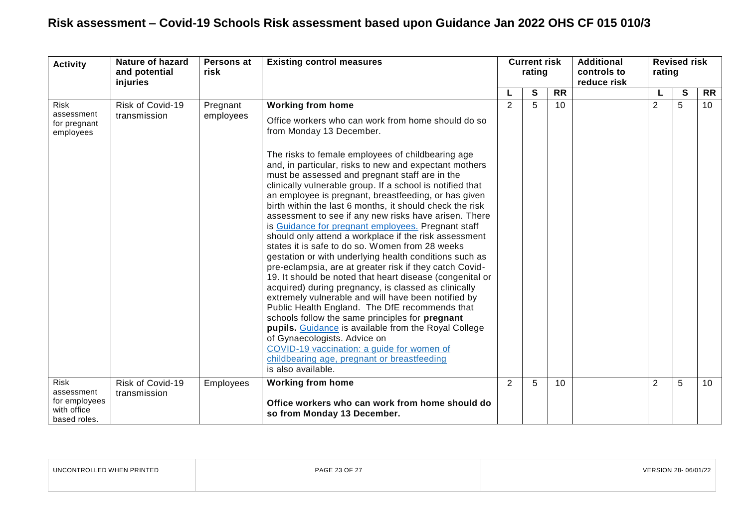# Risk assessment – Covid-19 Schools Risk assessment based upon Guidance Jan 2022 OHS CF 015 010/3

| Activity | Nature of hazard and potential injuries | Persons at risk | Existing control measures | Current risk rating | | | Additional controls to reduce risk | Revised risk rating | | |
|---|---|---|---|---|---|---|---|---|---|---|
| | | | | L | S | RR | | L | S | RR |
| Risk assessment for pregnant employees | Risk of Covid-19 transmission | Pregnant employees | **Working from home**<br><br>Office workers who can work from home should do so from Monday 13 December.<br><br>The risks to female employees of childbearing age and, in particular, risks to new and expectant mothers must be assessed and pregnant staff are in the clinically vulnerable group. If a school is notified that an employee is pregnant, breastfeeding, or has given birth within the last 6 months, it should check the risk assessment to see if any new risks have arisen. There is Guidance for pregnant employees. Pregnant staff should only attend a workplace if the risk assessment states it is safe to do so. Women from 28 weeks gestation or with underlying health conditions such as pre-eclampsia, are at greater risk if they catch Covid-19. It should be noted that heart disease (congenital or acquired) during pregnancy, is classed as clinically extremely vulnerable and will have been notified by Public Health England. The DfE recommends that schools follow the same principles for **pregnant pupils.** Guidance is available from the Royal College of Gynaecologists. Advice on COVID-19 vaccination: a guide for women of childbearing age, pregnant or breastfeeding is also available. | 2 | 5 | 10 | | 2 | 5 | 10 |
| Risk assessment for employees with office based roles. | Risk of Covid-19 transmission | Employees | **Working from home**<br><br>**Office workers who can work from home should do so from Monday 13 December.** | 2 | 5 | 10 | | 2 | 5 | 10 |

UNCONTROLLED WHEN PRINTED | VERSION 28- 06/01/22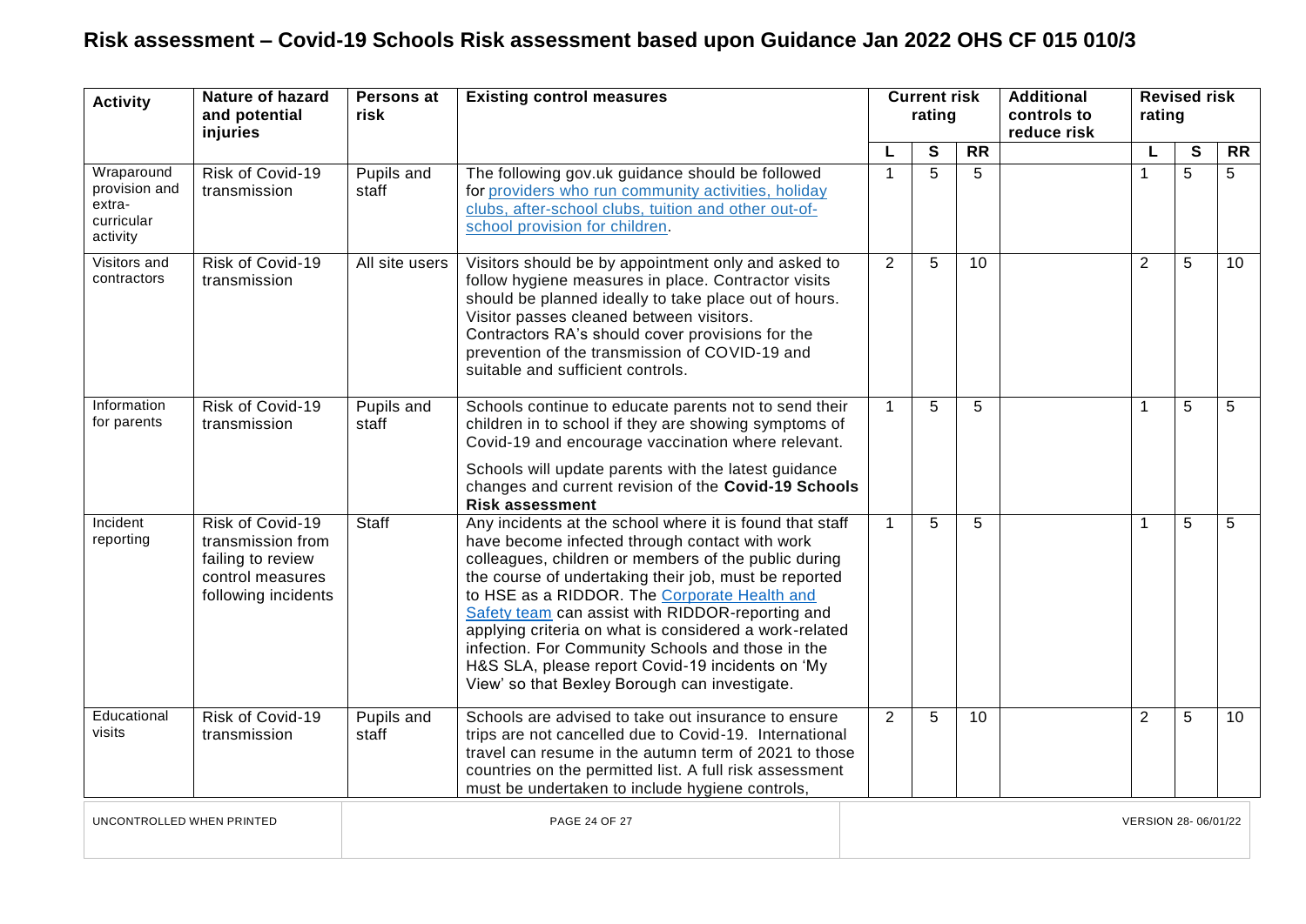# Risk assessment – Covid-19 Schools Risk assessment based upon Guidance Jan 2022 OHS CF 015 010/3

| Activity | Nature of hazard and potential injuries | Persons at risk | Existing control measures | Current risk rating | | | Additional controls to reduce risk | Revised risk rating | | |
|---|---|---|---|---|---|---|---|---|---|---|
| | | | | L | S | RR | | L | S | RR |
| Wraparound provision and extra-curricular activity | Risk of Covid-19 transmission | Pupils and staff | The following gov.uk guidance should be followed for providers who run community activities, holiday clubs, after-school clubs, tuition and other out-of-school provision for children. | 1 | 5 | 5 | | 1 | 5 | 5 |
| Visitors and contractors | Risk of Covid-19 transmission | All site users | Visitors should be by appointment only and asked to follow hygiene measures in place. Contractor visits should be planned ideally to take place out of hours. Visitor passes cleaned between visitors. Contractors RA's should cover provisions for the prevention of the transmission of COVID-19 and suitable and sufficient controls. | 2 | 5 | 10 | | 2 | 5 | 10 |
| Information for parents | Risk of Covid-19 transmission | Pupils and staff | Schools continue to educate parents not to send their children in to school if they are showing symptoms of Covid-19 and encourage vaccination where relevant.<br><br>Schools will update parents with the latest guidance changes and current revision of the **Covid-19 Schools Risk assessment** | 1 | 5 | 5 | | 1 | 5 | 5 |
| Incident reporting | Risk of Covid-19 transmission from failing to review control measures following incidents | Staff | Any incidents at the school where it is found that staff have become infected through contact with work colleagues, children or members of the public during the course of undertaking their job, must be reported to HSE as a RIDDOR. The Corporate Health and Safety team can assist with RIDDOR-reporting and applying criteria on what is considered a work-related infection. For Community Schools and those in the H&S SLA, please report Covid-19 incidents on 'My View' so that Bexley Borough can investigate. | 1 | 5 | 5 | | 1 | 5 | 5 |
| Educational visits | Risk of Covid-19 transmission | Pupils and staff | Schools are advised to take out insurance to ensure trips are not cancelled due to Covid-19. International travel can resume in the autumn term of 2021 to those countries on the permitted list. A full risk assessment must be undertaken to include hygiene controls, | 2 | 5 | 10 | | 2 | 5 | 10 |

UNCONTROLLED WHEN PRINTED

VERSION 28- 06/01/22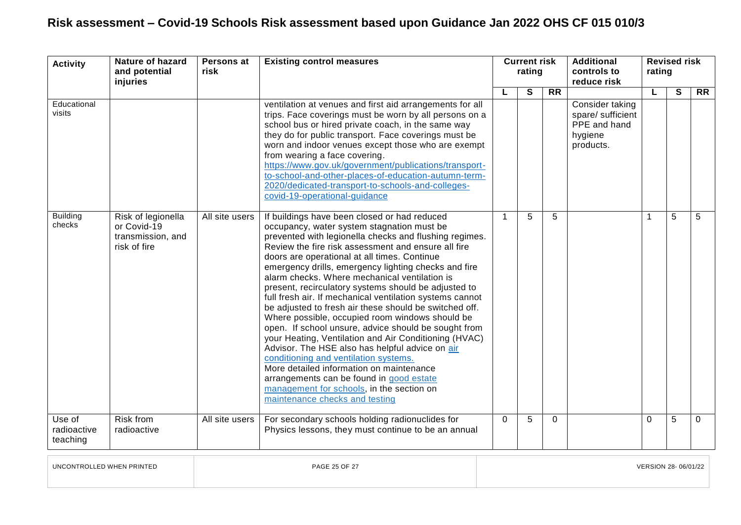# Risk assessment – Covid-19 Schools Risk assessment based upon Guidance Jan 2022 OHS CF 015 010/3

| Activity | Nature of hazard and potential injuries | Persons at risk | Existing control measures | Current risk rating | | | Additional controls to reduce risk | Revised risk rating | | |
|---|---|---|---|---|---|---|---|---|---|---|
| | | | | L | S | RR | | L | S | RR |
| Educational visits | | | ventilation at venues and first aid arrangements for all trips. Face coverings must be worn by all persons on a school bus or hired private coach, in the same way they do for public transport. Face coverings must be worn and indoor venues except those who are exempt from wearing a face covering. [https://www.gov.uk/government/publications/transport-to-school-and-other-places-of-education-autumn-term-2020/dedicated-transport-to-schools-and-colleges-covid-19-operational-guidance](https://www.gov.uk/government/publications/transport-to-school-and-other-places-of-education-autumn-term-2020/dedicated-transport-to-schools-and-colleges-covid-19-operational-guidance) | | | | Consider taking spare/ sufficient PPE and hand hygiene products. | | | |
| Building checks | Risk of legionella or Covid-19 transmission, and risk of fire | All site users | If buildings have been closed or had reduced occupancy, water system stagnation must be prevented with legionella checks and flushing regimes. Review the fire risk assessment and ensure all fire doors are operational at all times. Continue emergency drills, emergency lighting checks and fire alarm checks. Where mechanical ventilation is present, recirculatory systems should be adjusted to full fresh air. If mechanical ventilation systems cannot be adjusted to fresh air these should be switched off. Where possible, occupied room windows should be open. If school unsure, advice should be sought from your Heating, Ventilation and Air Conditioning (HVAC) Advisor. The HSE also has helpful advice on air conditioning and ventilation systems. More detailed information on maintenance arrangements can be found in good estate management for schools, in the section on maintenance checks and testing | 1 | 5 | 5 | | 1 | 5 | 5 |
| Use of radioactive teaching | Risk from radioactive | All site users | For secondary schools holding radionuclides for Physics lessons, they must continue to be an annual | 0 | 5 | 0 | | 0 | 5 | 0 |

UNCONTROLLED WHEN PRINTED

VERSION 28- 06/01/22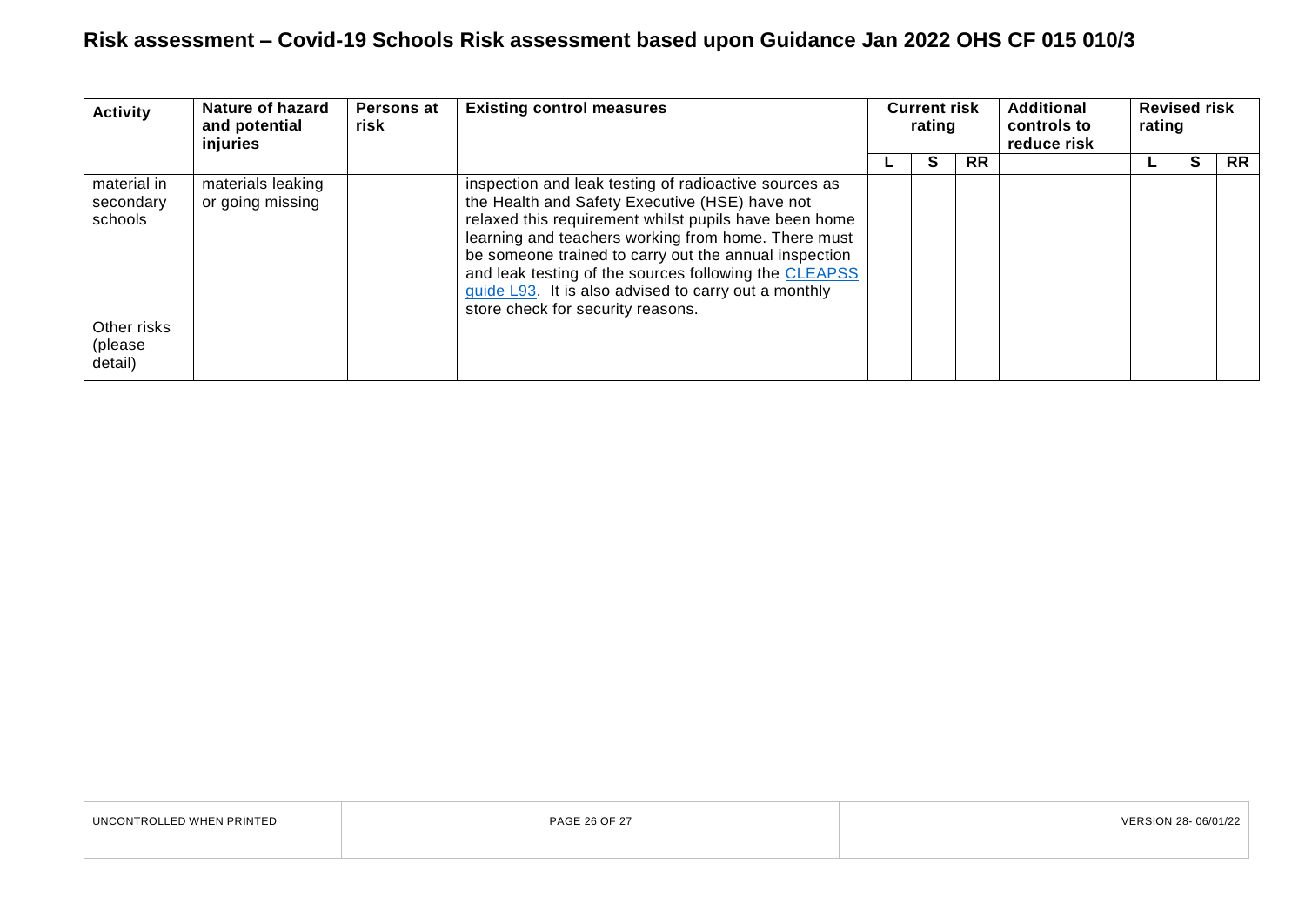# Risk assessment – Covid-19 Schools Risk assessment based upon Guidance Jan 2022 OHS CF 015 010/3

| Activity | Nature of hazard and potential injuries | Persons at risk | Existing control measures | Current risk rating | | | Additional controls to reduce risk | Revised risk rating | | |
|---|---|---|---|---|---|---|---|---|---|---|
| | | | | L | S | RR | | L | S | RR |
| material in secondary schools | materials leaking or going missing | | inspection and leak testing of radioactive sources as the Health and Safety Executive (HSE) have not relaxed this requirement whilst pupils have been home learning and teachers working from home. There must be someone trained to carry out the annual inspection and leak testing of the sources following the CLEAPSS guide L93. It is also advised to carry out a monthly store check for security reasons. | | | | | | | |
| Other risks (please detail) | | | | | | | | | | |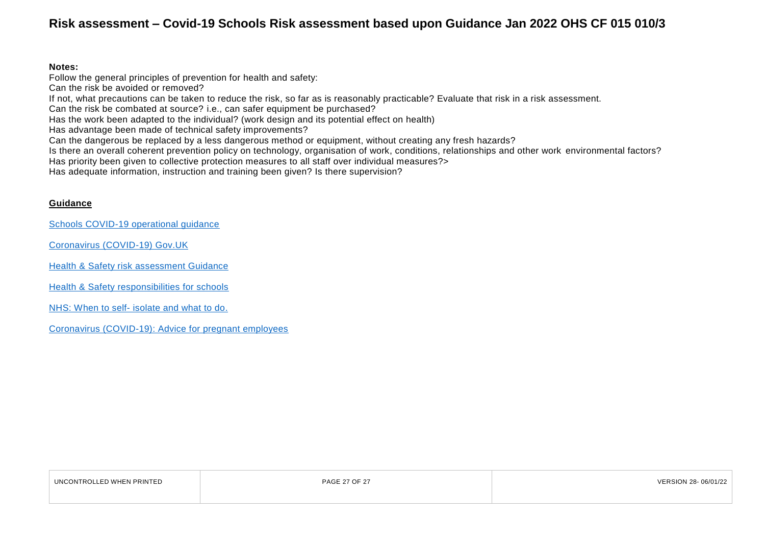# Risk assessment – Covid-19 Schools Risk assessment based upon Guidance Jan 2022 OHS CF 015 010/3

**Notes:**

Follow the general principles of prevention for health and safety:

Can the risk be avoided or removed?

If not, what precautions can be taken to reduce the risk, so far as is reasonably practicable? Evaluate that risk in a risk assessment.

Can the risk be combated at source? i.e., can safer equipment be purchased?

Has the work been adapted to the individual? (work design and its potential effect on health)

Has advantage been made of technical safety improvements?

Can the dangerous be replaced by a less dangerous method or equipment, without creating any fresh hazards?

Is there an overall coherent prevention policy on technology, organisation of work, conditions, relationships and other work environmental factors?

Has priority been given to collective protection measures to all staff over individual measures?>

Has adequate information, instruction and training been given? Is there supervision?

**Guidance**

Schools COVID-19 operational guidance

Coronavirus (COVID-19) Gov.UK

Health & Safety risk assessment Guidance

Health & Safety responsibilities for schools

NHS: When to self- isolate and what to do.

Coronavirus (COVID-19): Advice for pregnant employees